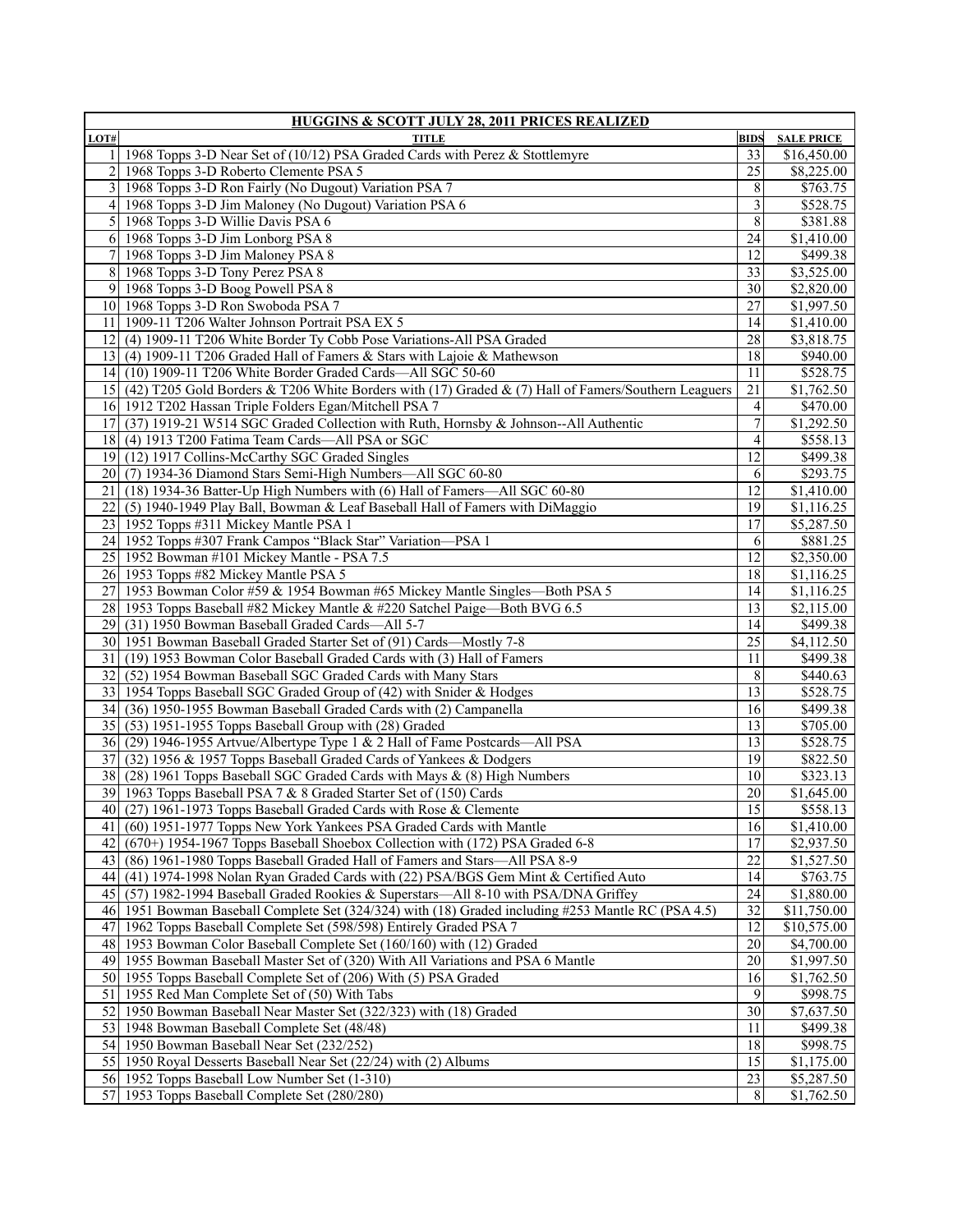| HUGGINS & SCOTT JULY 28, 2011 PRICES REALIZED | | | |
|---|---|---|---|
| **LOT#** | **TITLE** | **BIDS** | **SALE PRICE** |
| 1 | 1968 Topps 3-D Near Set of (10/12) PSA Graded Cards with Perez & Stottlemyre | 33 | $16,450.00 |
| 2 | 1968 Topps 3-D Roberto Clemente PSA 5 | 25 | $8,225.00 |
| 3 | 1968 Topps 3-D Ron Fairly (No Dugout) Variation PSA 7 | 8 | $763.75 |
| 4 | 1968 Topps 3-D Jim Maloney (No Dugout) Variation PSA 6 | 3 | $528.75 |
| 5 | 1968 Topps 3-D Willie Davis PSA 6 | 8 | $381.88 |
| 6 | 1968 Topps 3-D Jim Lonborg PSA 8 | 24 | $1,410.00 |
| 7 | 1968 Topps 3-D Jim Maloney PSA 8 | 12 | $499.38 |
| 8 | 1968 Topps 3-D Tony Perez PSA 8 | 33 | $3,525.00 |
| 9 | 1968 Topps 3-D Boog Powell PSA 8 | 30 | $2,820.00 |
| 10 | 1968 Topps 3-D Ron Swoboda PSA 7 | 27 | $1,997.50 |
| 11 | 1909-11 T206 Walter Johnson Portrait PSA EX 5 | 14 | $1,410.00 |
| 12 | (4) 1909-11 T206 White Border Ty Cobb Pose Variations-All PSA Graded | 28 | $3,818.75 |
| 13 | (4) 1909-11 T206 Graded Hall of Famers & Stars with Lajoie & Mathewson | 18 | $940.00 |
| 14 | (10) 1909-11 T206 White Border Graded Cards—All SGC 50-60 | 11 | $528.75 |
| 15 | (42) T205 Gold Borders & T206 White Borders with (17) Graded & (7) Hall of Famers/Southern Leaguers | 21 | $1,762.50 |
| 16 | 1912 T202 Hassan Triple Folders Egan/Mitchell PSA 7 | 4 | $470.00 |
| 17 | (37) 1919-21 W514 SGC Graded Collection with Ruth, Hornsby & Johnson--All Authentic | 7 | $1,292.50 |
| 18 | (4) 1913 T200 Fatima Team Cards—All PSA or SGC | 4 | $558.13 |
| 19 | (12) 1917 Collins-McCarthy SGC Graded Singles | 12 | $499.38 |
| 20 | (7) 1934-36 Diamond Stars Semi-High Numbers—All SGC 60-80 | 6 | $293.75 |
| 21 | (18) 1934-36 Batter-Up High Numbers with (6) Hall of Famers—All SGC 60-80 | 12 | $1,410.00 |
| 22 | (5) 1940-1949 Play Ball, Bowman & Leaf Baseball Hall of Famers with DiMaggio | 19 | $1,116.25 |
| 23 | 1952 Topps #311 Mickey Mantle PSA 1 | 17 | $5,287.50 |
| 24 | 1952 Topps #307 Frank Campos "Black Star" Variation—PSA 1 | 6 | $881.25 |
| 25 | 1952 Bowman #101 Mickey Mantle - PSA 7.5 | 12 | $2,350.00 |
| 26 | 1953 Topps #82 Mickey Mantle PSA 5 | 18 | $1,116.25 |
| 27 | 1953 Bowman Color #59 & 1954 Bowman #65 Mickey Mantle Singles—Both PSA 5 | 14 | $1,116.25 |
| 28 | 1953 Topps Baseball #82 Mickey Mantle & #220 Satchel Paige—Both BVG 6.5 | 13 | $2,115.00 |
| 29 | (31) 1950 Bowman Baseball Graded Cards—All 5-7 | 14 | $499.38 |
| 30 | 1951 Bowman Baseball Graded Starter Set of (91) Cards—Mostly 7-8 | 25 | $4,112.50 |
| 31 | (19) 1953 Bowman Color Baseball Graded Cards with (3) Hall of Famers | 11 | $499.38 |
| 32 | (52) 1954 Bowman Baseball SGC Graded Cards with Many Stars | 8 | $440.63 |
| 33 | 1954 Topps Baseball SGC Graded Group of (42) with Snider & Hodges | 13 | $528.75 |
| 34 | (36) 1950-1955 Bowman Baseball Graded Cards with (2) Campanella | 16 | $499.38 |
| 35 | (53) 1951-1955 Topps Baseball Group with (28) Graded | 13 | $705.00 |
| 36 | (29) 1946-1955 Artvue/Albertype Type 1 & 2 Hall of Fame Postcards—All PSA | 13 | $528.75 |
| 37 | (32) 1956 & 1957 Topps Baseball Graded Cards of Yankees & Dodgers | 19 | $822.50 |
| 38 | (28) 1961 Topps Baseball SGC Graded Cards with Mays & (8) High Numbers | 10 | $323.13 |
| 39 | 1963 Topps Baseball PSA 7 & 8 Graded Starter Set of (150) Cards | 20 | $1,645.00 |
| 40 | (27) 1961-1973 Topps Baseball Graded Cards with Rose & Clemente | 15 | $558.13 |
| 41 | (60) 1951-1977 Topps New York Yankees PSA Graded Cards with Mantle | 16 | $1,410.00 |
| 42 | (670+) 1954-1967 Topps Baseball Shoebox Collection with (172) PSA Graded 6-8 | 17 | $2,937.50 |
| 43 | (86) 1961-1980 Topps Baseball Graded Hall of Famers and Stars—All PSA 8-9 | 22 | $1,527.50 |
| 44 | (41) 1974-1998 Nolan Ryan Graded Cards with (22) PSA/BGS Gem Mint & Certified Auto | 14 | $763.75 |
| 45 | (57) 1982-1994 Baseball Graded Rookies & Superstars—All 8-10 with PSA/DNA Griffey | 24 | $1,880.00 |
| 46 | 1951 Bowman Baseball Complete Set (324/324) with (18) Graded including #253 Mantle RC (PSA 4.5) | 32 | $11,750.00 |
| 47 | 1962 Topps Baseball Complete Set (598/598) Entirely Graded PSA 7 | 12 | $10,575.00 |
| 48 | 1953 Bowman Color Baseball Complete Set (160/160) with (12) Graded | 20 | $4,700.00 |
| 49 | 1955 Bowman Baseball Master Set of (320) With All Variations and PSA 6 Mantle | 20 | $1,997.50 |
| 50 | 1955 Topps Baseball Complete Set of (206) With (5) PSA Graded | 16 | $1,762.50 |
| 51 | 1955 Red Man Complete Set of (50) With Tabs | 9 | $998.75 |
| 52 | 1950 Bowman Baseball Near Master Set (322/323) with (18) Graded | 30 | $7,637.50 |
| 53 | 1948 Bowman Baseball Complete Set (48/48) | 11 | $499.38 |
| 54 | 1950 Bowman Baseball Near Set (232/252) | 18 | $998.75 |
| 55 | 1950 Royal Desserts Baseball Near Set (22/24) with (2) Albums | 15 | $1,175.00 |
| 56 | 1952 Topps Baseball Low Number Set (1-310) | 23 | $5,287.50 |
| 57 | 1953 Topps Baseball Complete Set (280/280) | 8 | $1,762.50 |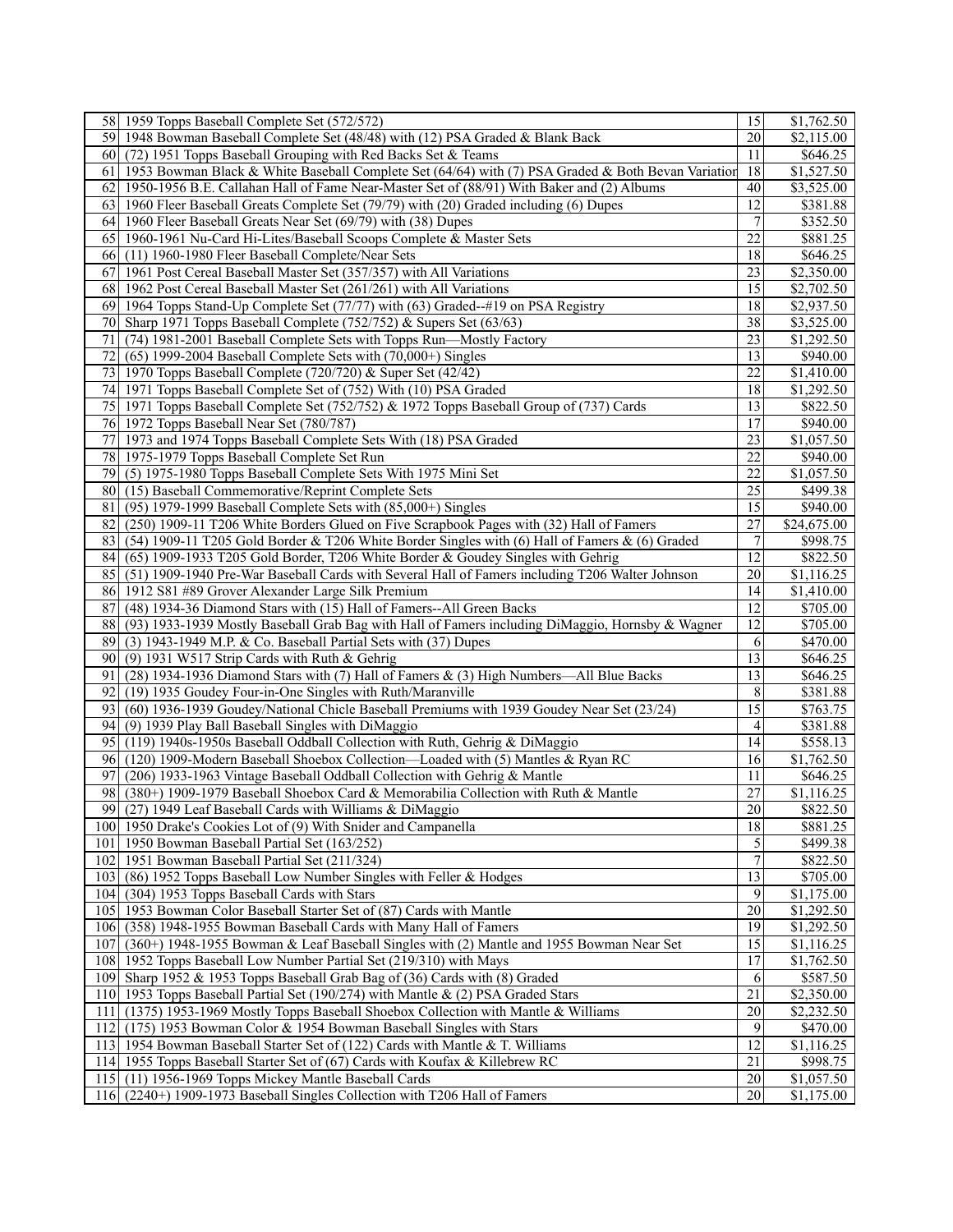| | | | |
|---|---|---|---|
| 58 | 1959 Topps Baseball Complete Set (572/572) | 15 | $1,762.50 |
| 59 | 1948 Bowman Baseball Complete Set (48/48) with (12) PSA Graded & Blank Back | 20 | $2,115.00 |
| 60 | (72) 1951 Topps Baseball Grouping with Red Backs Set & Teams | 11 | $646.25 |
| 61 | 1953 Bowman Black & White Baseball Complete Set (64/64) with (7) PSA Graded & Both Bevan Variation | 18 | $1,527.50 |
| 62 | 1950-1956 B.E. Callahan Hall of Fame Near-Master Set of (88/91) With Baker and (2) Albums | 40 | $3,525.00 |
| 63 | 1960 Fleer Baseball Greats Complete Set (79/79) with (20) Graded including (6) Dupes | 12 | $381.88 |
| 64 | 1960 Fleer Baseball Greats Near Set (69/79) with (38) Dupes | 7 | $352.50 |
| 65 | 1960-1961 Nu-Card Hi-Lites/Baseball Scoops Complete & Master Sets | 22 | $881.25 |
| 66 | (11) 1960-1980 Fleer Baseball Complete/Near Sets | 18 | $646.25 |
| 67 | 1961 Post Cereal Baseball Master Set (357/357) with All Variations | 23 | $2,350.00 |
| 68 | 1962 Post Cereal Baseball Master Set (261/261) with All Variations | 15 | $2,702.50 |
| 69 | 1964 Topps Stand-Up Complete Set (77/77) with (63) Graded--#19 on PSA Registry | 18 | $2,937.50 |
| 70 | Sharp 1971 Topps Baseball Complete (752/752) & Supers Set (63/63) | 38 | $3,525.00 |
| 71 | (74) 1981-2001 Baseball Complete Sets with Topps Run—Mostly Factory | 23 | $1,292.50 |
| 72 | (65) 1999-2004 Baseball Complete Sets with (70,000+) Singles | 13 | $940.00 |
| 73 | 1970 Topps Baseball Complete (720/720) & Super Set (42/42) | 22 | $1,410.00 |
| 74 | 1971 Topps Baseball Complete Set of (752) With (10) PSA Graded | 18 | $1,292.50 |
| 75 | 1971 Topps Baseball Complete Set (752/752) & 1972 Topps Baseball Group of (737) Cards | 13 | $822.50 |
| 76 | 1972 Topps Baseball Near Set (780/787) | 17 | $940.00 |
| 77 | 1973 and 1974 Topps Baseball Complete Sets With (18) PSA Graded | 23 | $1,057.50 |
| 78 | 1975-1979 Topps Baseball Complete Set Run | 22 | $940.00 |
| 79 | (5) 1975-1980 Topps Baseball Complete Sets With 1975 Mini Set | 22 | $1,057.50 |
| 80 | (15) Baseball Commemorative/Reprint Complete Sets | 25 | $499.38 |
| 81 | (95) 1979-1999 Baseball Complete Sets with (85,000+) Singles | 15 | $940.00 |
| 82 | (250) 1909-11 T206 White Borders Glued on Five Scrapbook Pages with (32) Hall of Famers | 27 | $24,675.00 |
| 83 | (54) 1909-11 T205 Gold Border & T206 White Border Singles with (6) Hall of Famers & (6) Graded | 7 | $998.75 |
| 84 | (65) 1909-1933 T205 Gold Border, T206 White Border & Goudey Singles with Gehrig | 12 | $822.50 |
| 85 | (51) 1909-1940 Pre-War Baseball Cards with Several Hall of Famers including T206 Walter Johnson | 20 | $1,116.25 |
| 86 | 1912 S81 #89 Grover Alexander Large Silk Premium | 14 | $1,410.00 |
| 87 | (48) 1934-36 Diamond Stars with (15) Hall of Famers--All Green Backs | 12 | $705.00 |
| 88 | (93) 1933-1939 Mostly Baseball Grab Bag with Hall of Famers including DiMaggio, Hornsby & Wagner | 12 | $705.00 |
| 89 | (3) 1943-1949 M.P. & Co. Baseball Partial Sets with (37) Dupes | 6 | $470.00 |
| 90 | (9) 1931 W517 Strip Cards with Ruth & Gehrig | 13 | $646.25 |
| 91 | (28) 1934-1936 Diamond Stars with (7) Hall of Famers & (3) High Numbers—All Blue Backs | 13 | $646.25 |
| 92 | (19) 1935 Goudey Four-in-One Singles with Ruth/Maranville | 8 | $381.88 |
| 93 | (60) 1936-1939 Goudey/National Chicle Baseball Premiums with 1939 Goudey Near Set (23/24) | 15 | $763.75 |
| 94 | (9) 1939 Play Ball Baseball Singles with DiMaggio | 4 | $381.88 |
| 95 | (119) 1940s-1950s Baseball Oddball Collection with Ruth, Gehrig & DiMaggio | 14 | $558.13 |
| 96 | (120) 1909-Modern Baseball Shoebox Collection—Loaded with (5) Mantles & Ryan RC | 16 | $1,762.50 |
| 97 | (206) 1933-1963 Vintage Baseball Oddball Collection with Gehrig & Mantle | 11 | $646.25 |
| 98 | (380+) 1909-1979 Baseball Shoebox Card & Memorabilia Collection with Ruth & Mantle | 27 | $1,116.25 |
| 99 | (27) 1949 Leaf Baseball Cards with Williams & DiMaggio | 20 | $822.50 |
| 100 | 1950 Drake's Cookies Lot of (9) With Snider and Campanella | 18 | $881.25 |
| 101 | 1950 Bowman Baseball Partial Set (163/252) | 5 | $499.38 |
| 102 | 1951 Bowman Baseball Partial Set (211/324) | 7 | $822.50 |
| 103 | (86) 1952 Topps Baseball Low Number Singles with Feller & Hodges | 13 | $705.00 |
| 104 | (304) 1953 Topps Baseball Cards with Stars | 9 | $1,175.00 |
| 105 | 1953 Bowman Color Baseball Starter Set of (87) Cards with Mantle | 20 | $1,292.50 |
| 106 | (358) 1948-1955 Bowman Baseball Cards with Many Hall of Famers | 19 | $1,292.50 |
| 107 | (360+) 1948-1955 Bowman & Leaf Baseball Singles with (2) Mantle and 1955 Bowman Near Set | 15 | $1,116.25 |
| 108 | 1952 Topps Baseball Low Number Partial Set (219/310) with Mays | 17 | $1,762.50 |
| 109 | Sharp 1952 & 1953 Topps Baseball Grab Bag of (36) Cards with (8) Graded | 6 | $587.50 |
| 110 | 1953 Topps Baseball Partial Set (190/274) with Mantle & (2) PSA Graded Stars | 21 | $2,350.00 |
| 111 | (1375) 1953-1969 Mostly Topps Baseball Shoebox Collection with Mantle & Williams | 20 | $2,232.50 |
| 112 | (175) 1953 Bowman Color & 1954 Bowman Baseball Singles with Stars | 9 | $470.00 |
| 113 | 1954 Bowman Baseball Starter Set of (122) Cards with Mantle & T. Williams | 12 | $1,116.25 |
| 114 | 1955 Topps Baseball Starter Set of (67) Cards with Koufax & Killebrew RC | 21 | $998.75 |
| 115 | (11) 1956-1969 Topps Mickey Mantle Baseball Cards | 20 | $1,057.50 |
| 116 | (2240+) 1909-1973 Baseball Singles Collection with T206 Hall of Famers | 20 | $1,175.00 |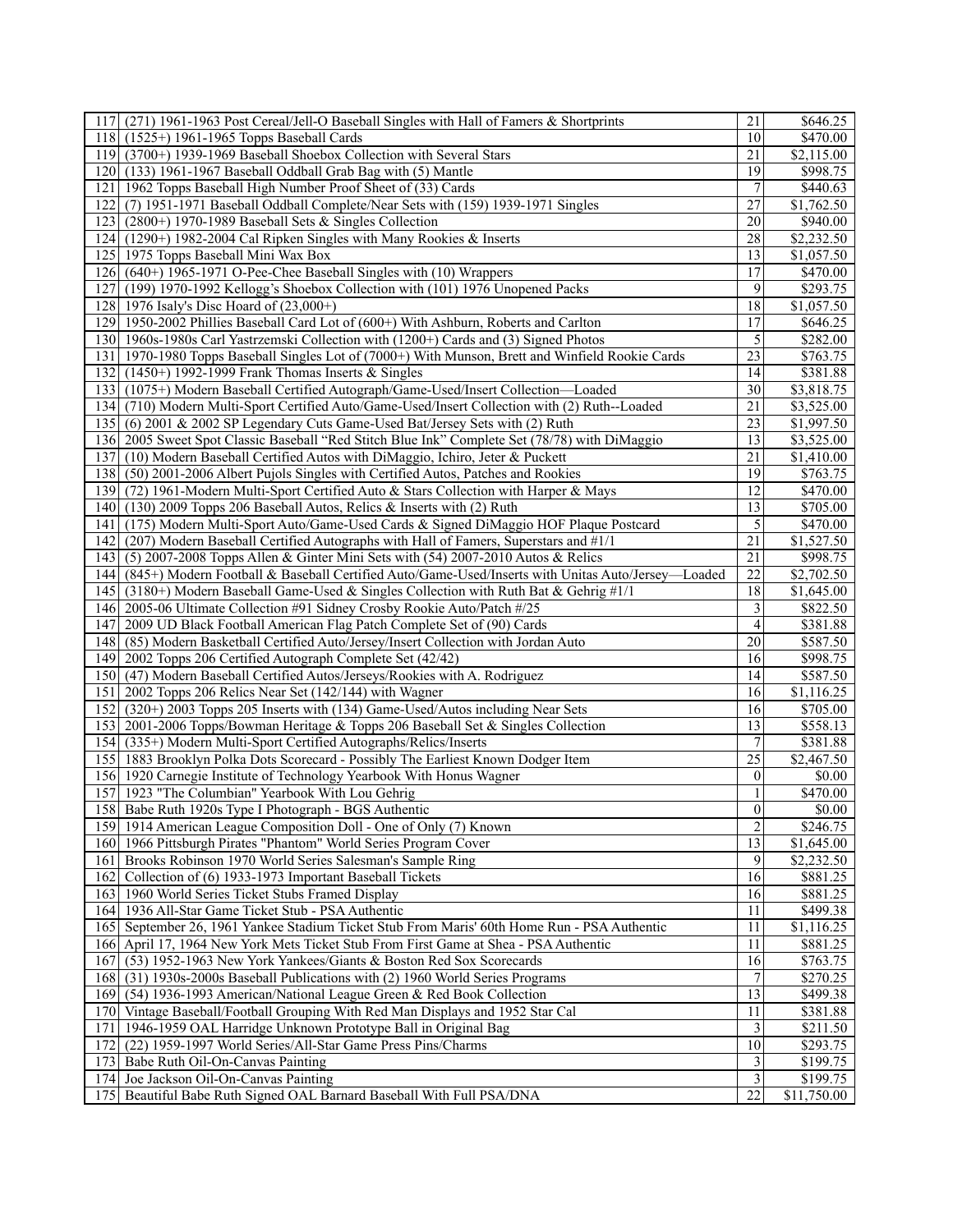| | | | |
|---|---|---|---|
| 117 | (271) 1961-1963 Post Cereal/Jell-O Baseball Singles with Hall of Famers & Shortprints | 21 | $646.25 |
| 118 | (1525+) 1961-1965 Topps Baseball Cards | 10 | $470.00 |
| 119 | (3700+) 1939-1969 Baseball Shoebox Collection with Several Stars | 21 | $2,115.00 |
| 120 | (133) 1961-1967 Baseball Oddball Grab Bag with (5) Mantle | 19 | $998.75 |
| 121 | 1962 Topps Baseball High Number Proof Sheet of (33) Cards | 7 | $440.63 |
| 122 | (7) 1951-1971 Baseball Oddball Complete/Near Sets with (159) 1939-1971 Singles | 27 | $1,762.50 |
| 123 | (2800+) 1970-1989 Baseball Sets & Singles Collection | 20 | $940.00 |
| 124 | (1290+) 1982-2004 Cal Ripken Singles with Many Rookies & Inserts | 28 | $2,232.50 |
| 125 | 1975 Topps Baseball Mini Wax Box | 13 | $1,057.50 |
| 126 | (640+) 1965-1971 O-Pee-Chee Baseball Singles with (10) Wrappers | 17 | $470.00 |
| 127 | (199) 1970-1992 Kellogg's Shoebox Collection with (101) 1976 Unopened Packs | 9 | $293.75 |
| 128 | 1976 Isaly's Disc Hoard of (23,000+) | 18 | $1,057.50 |
| 129 | 1950-2002 Phillies Baseball Card Lot of (600+) With Ashburn, Roberts and Carlton | 17 | $646.25 |
| 130 | 1960s-1980s Carl Yastrzemski Collection with (1200+) Cards and (3) Signed Photos | 5 | $282.00 |
| 131 | 1970-1980 Topps Baseball Singles Lot of (7000+) With Munson, Brett and Winfield Rookie Cards | 23 | $763.75 |
| 132 | (1450+) 1992-1999 Frank Thomas Inserts & Singles | 14 | $381.88 |
| 133 | (1075+) Modern Baseball Certified Autograph/Game-Used/Insert Collection—Loaded | 30 | $3,818.75 |
| 134 | (710) Modern Multi-Sport Certified Auto/Game-Used/Insert Collection with (2) Ruth--Loaded | 21 | $3,525.00 |
| 135 | (6) 2001 & 2002 SP Legendary Cuts Game-Used Bat/Jersey Sets with (2) Ruth | 23 | $1,997.50 |
| 136 | 2005 Sweet Spot Classic Baseball "Red Stitch Blue Ink" Complete Set (78/78) with DiMaggio | 13 | $3,525.00 |
| 137 | (10) Modern Baseball Certified Autos with DiMaggio, Ichiro, Jeter & Puckett | 21 | $1,410.00 |
| 138 | (50) 2001-2006 Albert Pujols Singles with Certified Autos, Patches and Rookies | 19 | $763.75 |
| 139 | (72) 1961-Modern Multi-Sport Certified Auto & Stars Collection with Harper & Mays | 12 | $470.00 |
| 140 | (130) 2009 Topps 206 Baseball Autos, Relics & Inserts with (2) Ruth | 13 | $705.00 |
| 141 | (175) Modern Multi-Sport Auto/Game-Used Cards & Signed DiMaggio HOF Plaque Postcard | 5 | $470.00 |
| 142 | (207) Modern Baseball Certified Autographs with Hall of Famers, Superstars and #1/1 | 21 | $1,527.50 |
| 143 | (5) 2007-2008 Topps Allen & Ginter Mini Sets with (54) 2007-2010 Autos & Relics | 21 | $998.75 |
| 144 | (845+) Modern Football & Baseball Certified Auto/Game-Used/Inserts with Unitas Auto/Jersey—Loaded | 22 | $2,702.50 |
| 145 | (3180+) Modern Baseball Game-Used & Singles Collection with Ruth Bat & Gehrig #1/1 | 18 | $1,645.00 |
| 146 | 2005-06 Ultimate Collection #91 Sidney Crosby Rookie Auto/Patch #/25 | 3 | $822.50 |
| 147 | 2009 UD Black Football American Flag Patch Complete Set of (90) Cards | 4 | $381.88 |
| 148 | (85) Modern Basketball Certified Auto/Jersey/Insert Collection with Jordan Auto | 20 | $587.50 |
| 149 | 2002 Topps 206 Certified Autograph Complete Set (42/42) | 16 | $998.75 |
| 150 | (47) Modern Baseball Certified Autos/Jerseys/Rookies with A. Rodriguez | 14 | $587.50 |
| 151 | 2002 Topps 206 Relics Near Set (142/144) with Wagner | 16 | $1,116.25 |
| 152 | (320+) 2003 Topps 205 Inserts with (134) Game-Used/Autos including Near Sets | 16 | $705.00 |
| 153 | 2001-2006 Topps/Bowman Heritage & Topps 206 Baseball Set & Singles Collection | 13 | $558.13 |
| 154 | (335+) Modern Multi-Sport Certified Autographs/Relics/Inserts | 7 | $381.88 |
| 155 | 1883 Brooklyn Polka Dots Scorecard - Possibly The Earliest Known Dodger Item | 25 | $2,467.50 |
| 156 | 1920 Carnegie Institute of Technology Yearbook With Honus Wagner | 0 | $0.00 |
| 157 | 1923 "The Columbian" Yearbook With Lou Gehrig | 1 | $470.00 |
| 158 | Babe Ruth 1920s Type I Photograph - BGS Authentic | 0 | $0.00 |
| 159 | 1914 American League Composition Doll - One of Only (7) Known | 2 | $246.75 |
| 160 | 1966 Pittsburgh Pirates "Phantom" World Series Program Cover | 13 | $1,645.00 |
| 161 | Brooks Robinson 1970 World Series Salesman's Sample Ring | 9 | $2,232.50 |
| 162 | Collection of (6) 1933-1973 Important Baseball Tickets | 16 | $881.25 |
| 163 | 1960 World Series Ticket Stubs Framed Display | 16 | $881.25 |
| 164 | 1936 All-Star Game Ticket Stub - PSA Authentic | 11 | $499.38 |
| 165 | September 26, 1961 Yankee Stadium Ticket Stub From Maris' 60th Home Run - PSA Authentic | 11 | $1,116.25 |
| 166 | April 17, 1964 New York Mets Ticket Stub From First Game at Shea - PSA Authentic | 11 | $881.25 |
| 167 | (53) 1952-1963 New York Yankees/Giants & Boston Red Sox Scorecards | 16 | $763.75 |
| 168 | (31) 1930s-2000s Baseball Publications with (2) 1960 World Series Programs | 7 | $270.25 |
| 169 | (54) 1936-1993 American/National League Green & Red Book Collection | 13 | $499.38 |
| 170 | Vintage Baseball/Football Grouping With Red Man Displays and 1952 Star Cal | 11 | $381.88 |
| 171 | 1946-1959 OAL Harridge Unknown Prototype Ball in Original Bag | 3 | $211.50 |
| 172 | (22) 1959-1997 World Series/All-Star Game Press Pins/Charms | 10 | $293.75 |
| 173 | Babe Ruth Oil-On-Canvas Painting | 3 | $199.75 |
| 174 | Joe Jackson Oil-On-Canvas Painting | 3 | $199.75 |
| 175 | Beautiful Babe Ruth Signed OAL Barnard Baseball With Full PSA/DNA | 22 | $11,750.00 |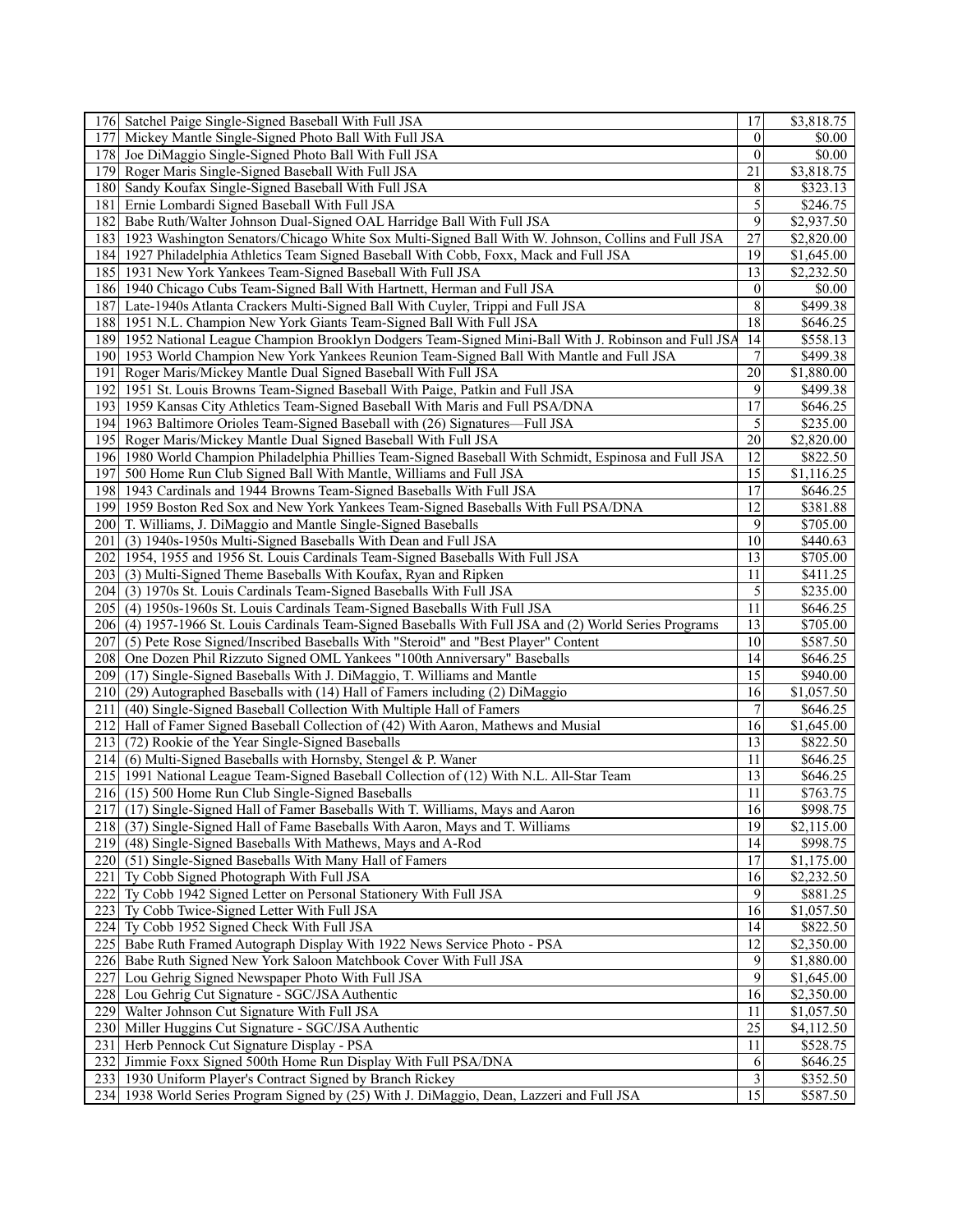| | | | |
|---|---|---|---|
| 176 | Satchel Paige Single-Signed Baseball With Full JSA | 17 | $3,818.75 |
| 177 | Mickey Mantle Single-Signed Photo Ball With Full JSA | 0 | $0.00 |
| 178 | Joe DiMaggio Single-Signed Photo Ball With Full JSA | 0 | $0.00 |
| 179 | Roger Maris Single-Signed Baseball With Full JSA | 21 | $3,818.75 |
| 180 | Sandy Koufax Single-Signed Baseball With Full JSA | 8 | $323.13 |
| 181 | Ernie Lombardi Signed Baseball With Full JSA | 5 | $246.75 |
| 182 | Babe Ruth/Walter Johnson Dual-Signed OAL Harridge Ball With Full JSA | 9 | $2,937.50 |
| 183 | 1923 Washington Senators/Chicago White Sox Multi-Signed Ball With W. Johnson, Collins and Full JSA | 27 | $2,820.00 |
| 184 | 1927 Philadelphia Athletics Team Signed Baseball With Cobb, Foxx, Mack and Full JSA | 19 | $1,645.00 |
| 185 | 1931 New York Yankees Team-Signed Baseball With Full JSA | 13 | $2,232.50 |
| 186 | 1940 Chicago Cubs Team-Signed Ball With Hartnett, Herman and Full JSA | 0 | $0.00 |
| 187 | Late-1940s Atlanta Crackers Multi-Signed Ball With Cuyler, Trippi and Full JSA | 8 | $499.38 |
| 188 | 1951 N.L. Champion New York Giants Team-Signed Ball With Full JSA | 18 | $646.25 |
| 189 | 1952 National League Champion Brooklyn Dodgers Team-Signed Mini-Ball With J. Robinson and Full JSA | 14 | $558.13 |
| 190 | 1953 World Champion New York Yankees Reunion Team-Signed Ball With Mantle and Full JSA | 7 | $499.38 |
| 191 | Roger Maris/Mickey Mantle Dual Signed Baseball With Full JSA | 20 | $1,880.00 |
| 192 | 1951 St. Louis Browns Team-Signed Baseball With Paige, Patkin and Full JSA | 9 | $499.38 |
| 193 | 1959 Kansas City Athletics Team-Signed Baseball With Maris and Full PSA/DNA | 17 | $646.25 |
| 194 | 1963 Baltimore Orioles Team-Signed Baseball with (26) Signatures—Full JSA | 5 | $235.00 |
| 195 | Roger Maris/Mickey Mantle Dual Signed Baseball With Full JSA | 20 | $2,820.00 |
| 196 | 1980 World Champion Philadelphia Phillies Team-Signed Baseball With Schmidt, Espinosa and Full JSA | 12 | $822.50 |
| 197 | 500 Home Run Club Signed Ball With Mantle, Williams and Full JSA | 15 | $1,116.25 |
| 198 | 1943 Cardinals and 1944 Browns Team-Signed Baseballs With Full JSA | 17 | $646.25 |
| 199 | 1959 Boston Red Sox and New York Yankees Team-Signed Baseballs With Full PSA/DNA | 12 | $381.88 |
| 200 | T. Williams, J. DiMaggio and Mantle Single-Signed Baseballs | 9 | $705.00 |
| 201 | (3) 1940s-1950s Multi-Signed Baseballs With Dean and Full JSA | 10 | $440.63 |
| 202 | 1954, 1955 and 1956 St. Louis Cardinals Team-Signed Baseballs With Full JSA | 13 | $705.00 |
| 203 | (3) Multi-Signed Theme Baseballs With Koufax, Ryan and Ripken | 11 | $411.25 |
| 204 | (3) 1970s St. Louis Cardinals Team-Signed Baseballs With Full JSA | 5 | $235.00 |
| 205 | (4) 1950s-1960s St. Louis Cardinals Team-Signed Baseballs With Full JSA | 11 | $646.25 |
| 206 | (4) 1957-1966 St. Louis Cardinals Team-Signed Baseballs With Full JSA and (2) World Series Programs | 13 | $705.00 |
| 207 | (5) Pete Rose Signed/Inscribed Baseballs With "Steroid" and "Best Player" Content | 10 | $587.50 |
| 208 | One Dozen Phil Rizzuto Signed OML Yankees "100th Anniversary" Baseballs | 14 | $646.25 |
| 209 | (17) Single-Signed Baseballs With J. DiMaggio, T. Williams and Mantle | 15 | $940.00 |
| 210 | (29) Autographed Baseballs with (14) Hall of Famers including (2) DiMaggio | 16 | $1,057.50 |
| 211 | (40) Single-Signed Baseball Collection With Multiple Hall of Famers | 7 | $646.25 |
| 212 | Hall of Famer Signed Baseball Collection of (42) With Aaron, Mathews and Musial | 16 | $1,645.00 |
| 213 | (72) Rookie of the Year Single-Signed Baseballs | 13 | $822.50 |
| 214 | (6) Multi-Signed Baseballs with Hornsby, Stengel & P. Waner | 11 | $646.25 |
| 215 | 1991 National League Team-Signed Baseball Collection of (12) With N.L. All-Star Team | 13 | $646.25 |
| 216 | (15) 500 Home Run Club Single-Signed Baseballs | 11 | $763.75 |
| 217 | (17) Single-Signed Hall of Famer Baseballs With T. Williams, Mays and Aaron | 16 | $998.75 |
| 218 | (37) Single-Signed Hall of Fame Baseballs With Aaron, Mays and T. Williams | 19 | $2,115.00 |
| 219 | (48) Single-Signed Baseballs With Mathews, Mays and A-Rod | 14 | $998.75 |
| 220 | (51) Single-Signed Baseballs With Many Hall of Famers | 17 | $1,175.00 |
| 221 | Ty Cobb Signed Photograph With Full JSA | 16 | $2,232.50 |
| 222 | Ty Cobb 1942 Signed Letter on Personal Stationery With Full JSA | 9 | $881.25 |
| 223 | Ty Cobb Twice-Signed Letter With Full JSA | 16 | $1,057.50 |
| 224 | Ty Cobb 1952 Signed Check With Full JSA | 14 | $822.50 |
| 225 | Babe Ruth Framed Autograph Display With 1922 News Service Photo - PSA | 12 | $2,350.00 |
| 226 | Babe Ruth Signed New York Saloon Matchbook Cover With Full JSA | 9 | $1,880.00 |
| 227 | Lou Gehrig Signed Newspaper Photo With Full JSA | 9 | $1,645.00 |
| 228 | Lou Gehrig Cut Signature - SGC/JSA Authentic | 16 | $2,350.00 |
| 229 | Walter Johnson Cut Signature With Full JSA | 11 | $1,057.50 |
| 230 | Miller Huggins Cut Signature - SGC/JSA Authentic | 25 | $4,112.50 |
| 231 | Herb Pennock Cut Signature Display - PSA | 11 | $528.75 |
| 232 | Jimmie Foxx Signed 500th Home Run Display With Full PSA/DNA | 6 | $646.25 |
| 233 | 1930 Uniform Player's Contract Signed by Branch Rickey | 3 | $352.50 |
| 234 | 1938 World Series Program Signed by (25) With J. DiMaggio, Dean, Lazzeri and Full JSA | 15 | $587.50 |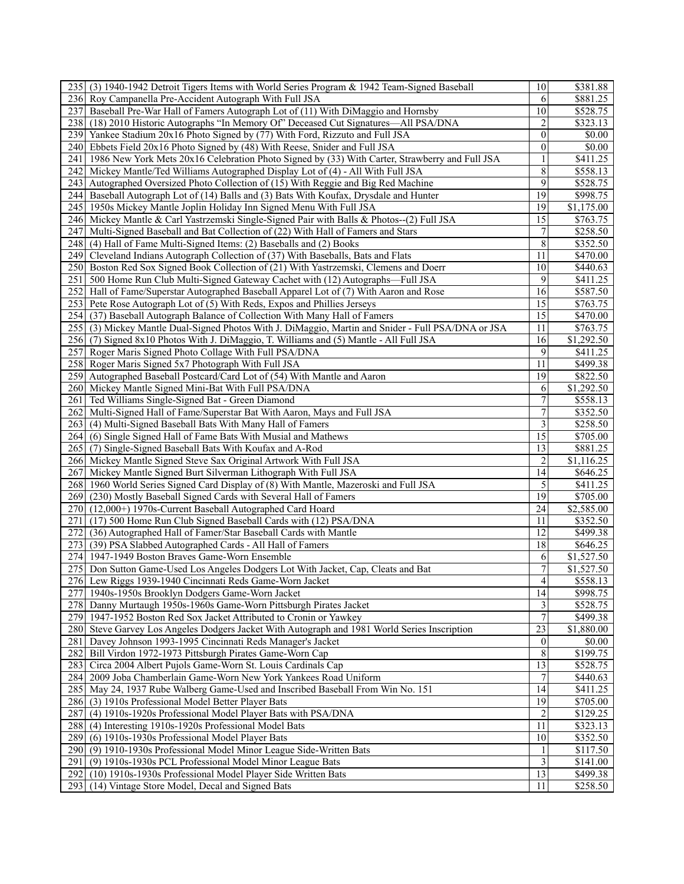| | | | |
|---|---|---|---|
| 235 | (3) 1940-1942 Detroit Tigers Items with World Series Program & 1942 Team-Signed Baseball | 10 | $381.88 |
| 236 | Roy Campanella Pre-Accident Autograph With Full JSA | 6 | $881.25 |
| 237 | Baseball Pre-War Hall of Famers Autograph Lot of (11) With DiMaggio and Hornsby | 10 | $528.75 |
| 238 | (18) 2010 Historic Autographs "In Memory Of" Deceased Cut Signatures—All PSA/DNA | 2 | $323.13 |
| 239 | Yankee Stadium 20x16 Photo Signed by (77) With Ford, Rizzuto and Full JSA | 0 | $0.00 |
| 240 | Ebbets Field 20x16 Photo Signed by (48) With Reese, Snider and Full JSA | 0 | $0.00 |
| 241 | 1986 New York Mets 20x16 Celebration Photo Signed by (33) With Carter, Strawberry and Full JSA | 1 | $411.25 |
| 242 | Mickey Mantle/Ted Williams Autographed Display Lot of (4) - All With Full JSA | 8 | $558.13 |
| 243 | Autographed Oversized Photo Collection of (15) With Reggie and Big Red Machine | 9 | $528.75 |
| 244 | Baseball Autograph Lot of (14) Balls and (3) Bats With Koufax, Drysdale and Hunter | 19 | $998.75 |
| 245 | 1950s Mickey Mantle Joplin Holiday Inn Signed Menu With Full JSA | 19 | $1,175.00 |
| 246 | Mickey Mantle & Carl Yastrzemski Single-Signed Pair with Balls & Photos--(2) Full JSA | 15 | $763.75 |
| 247 | Multi-Signed Baseball and Bat Collection of (22) With Hall of Famers and Stars | 7 | $258.50 |
| 248 | (4) Hall of Fame Multi-Signed Items: (2) Baseballs and (2) Books | 8 | $352.50 |
| 249 | Cleveland Indians Autograph Collection of (37) With Baseballs, Bats and Flats | 11 | $470.00 |
| 250 | Boston Red Sox Signed Book Collection of (21) With Yastrzemski, Clemens and Doerr | 10 | $440.63 |
| 251 | 500 Home Run Club Multi-Signed Gateway Cachet with (12) Autographs—Full JSA | 9 | $411.25 |
| 252 | Hall of Fame/Superstar Autographed Baseball Apparel Lot of (7) With Aaron and Rose | 16 | $587.50 |
| 253 | Pete Rose Autograph Lot of (5) With Reds, Expos and Phillies Jerseys | 15 | $763.75 |
| 254 | (37) Baseball Autograph Balance of Collection With Many Hall of Famers | 15 | $470.00 |
| 255 | (3) Mickey Mantle Dual-Signed Photos With J. DiMaggio, Martin and Snider - Full PSA/DNA or JSA | 11 | $763.75 |
| 256 | (7) Signed 8x10 Photos With J. DiMaggio, T. Williams and (5) Mantle - All Full JSA | 16 | $1,292.50 |
| 257 | Roger Maris Signed Photo Collage With Full PSA/DNA | 9 | $411.25 |
| 258 | Roger Maris Signed 5x7 Photograph With Full JSA | 11 | $499.38 |
| 259 | Autographed Baseball Postcard/Card Lot of (54) With Mantle and Aaron | 19 | $822.50 |
| 260 | Mickey Mantle Signed Mini-Bat With Full PSA/DNA | 6 | $1,292.50 |
| 261 | Ted Williams Single-Signed Bat - Green Diamond | 7 | $558.13 |
| 262 | Multi-Signed Hall of Fame/Superstar Bat With Aaron, Mays and Full JSA | 7 | $352.50 |
| 263 | (4) Multi-Signed Baseball Bats With Many Hall of Famers | 3 | $258.50 |
| 264 | (6) Single Signed Hall of Fame Bats With Musial and Mathews | 15 | $705.00 |
| 265 | (7) Single-Signed Baseball Bats With Koufax and A-Rod | 13 | $881.25 |
| 266 | Mickey Mantle Signed Steve Sax Original Artwork With Full JSA | 2 | $1,116.25 |
| 267 | Mickey Mantle Signed Burt Silverman Lithograph With Full JSA | 14 | $646.25 |
| 268 | 1960 World Series Signed Card Display of (8) With Mantle, Mazeroski and Full JSA | 5 | $411.25 |
| 269 | (230) Mostly Baseball Signed Cards with Several Hall of Famers | 19 | $705.00 |
| 270 | (12,000+) 1970s-Current Baseball Autographed Card Hoard | 24 | $2,585.00 |
| 271 | (17) 500 Home Run Club Signed Baseball Cards with (12) PSA/DNA | 11 | $352.50 |
| 272 | (36) Autographed Hall of Famer/Star Baseball Cards with Mantle | 12 | $499.38 |
| 273 | (39) PSA Slabbed Autographed Cards - All Hall of Famers | 18 | $646.25 |
| 274 | 1947-1949 Boston Braves Game-Worn Ensemble | 6 | $1,527.50 |
| 275 | Don Sutton Game-Used Los Angeles Dodgers Lot With Jacket, Cap, Cleats and Bat | 7 | $1,527.50 |
| 276 | Lew Riggs 1939-1940 Cincinnati Reds Game-Worn Jacket | 4 | $558.13 |
| 277 | 1940s-1950s Brooklyn Dodgers Game-Worn Jacket | 14 | $998.75 |
| 278 | Danny Murtaugh 1950s-1960s Game-Worn Pittsburgh Pirates Jacket | 3 | $528.75 |
| 279 | 1947-1952 Boston Red Sox Jacket Attributed to Cronin or Yawkey | 7 | $499.38 |
| 280 | Steve Garvey Los Angeles Dodgers Jacket With Autograph and 1981 World Series Inscription | 23 | $1,880.00 |
| 281 | Davey Johnson 1993-1995 Cincinnati Reds Manager's Jacket | 0 | $0.00 |
| 282 | Bill Virdon 1972-1973 Pittsburgh Pirates Game-Worn Cap | 8 | $199.75 |
| 283 | Circa 2004 Albert Pujols Game-Worn St. Louis Cardinals Cap | 13 | $528.75 |
| 284 | 2009 Joba Chamberlain Game-Worn New York Yankees Road Uniform | 7 | $440.63 |
| 285 | May 24, 1937 Rube Walberg Game-Used and Inscribed Baseball From Win No. 151 | 14 | $411.25 |
| 286 | (3) 1910s Professional Model Better Player Bats | 19 | $705.00 |
| 287 | (4) 1910s-1920s Professional Model Player Bats with PSA/DNA | 2 | $129.25 |
| 288 | (4) Interesting 1910s-1920s Professional Model Bats | 11 | $323.13 |
| 289 | (6) 1910s-1930s Professional Model Player Bats | 10 | $352.50 |
| 290 | (9) 1910-1930s Professional Model Minor League Side-Written Bats | 1 | $117.50 |
| 291 | (9) 1910s-1930s PCL Professional Model Minor League Bats | 3 | $141.00 |
| 292 | (10) 1910s-1930s Professional Model Player Side Written Bats | 13 | $499.38 |
| 293 | (14) Vintage Store Model, Decal and Signed Bats | 11 | $258.50 |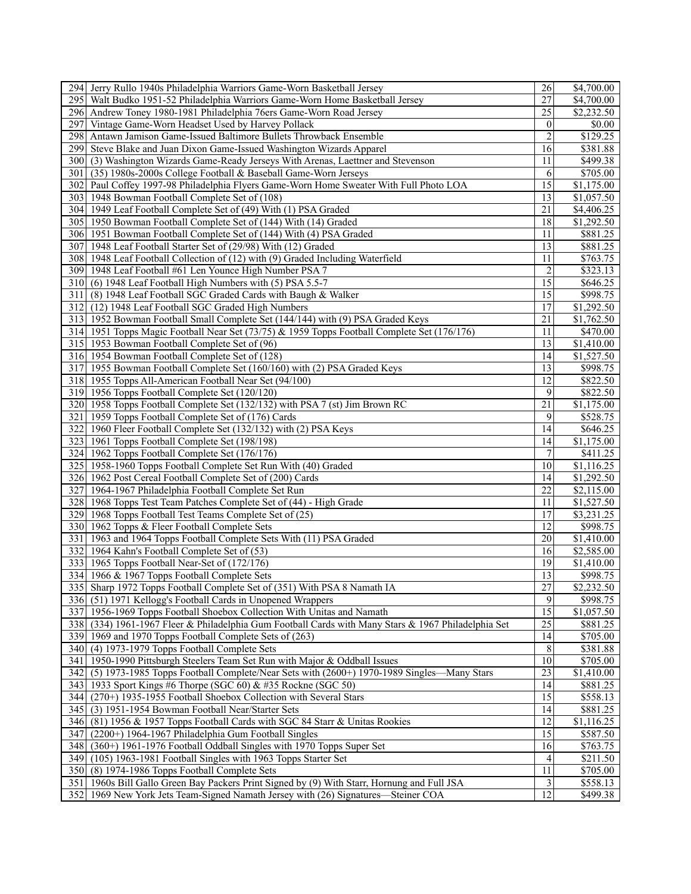| | | | |
|---|---|---|---|
| 294 | Jerry Rullo 1940s Philadelphia Warriors Game-Worn Basketball Jersey | 26 | $4,700.00 |
| 295 | Walt Budko 1951-52 Philadelphia Warriors Game-Worn Home Basketball Jersey | 27 | $4,700.00 |
| 296 | Andrew Toney 1980-1981 Philadelphia 76ers Game-Worn Road Jersey | 25 | $2,232.50 |
| 297 | Vintage Game-Worn Headset Used by Harvey Pollack | 0 | $0.00 |
| 298 | Antawn Jamison Game-Issued Baltimore Bullets Throwback Ensemble | 2 | $129.25 |
| 299 | Steve Blake and Juan Dixon Game-Issued Washington Wizards Apparel | 16 | $381.88 |
| 300 | (3) Washington Wizards Game-Ready Jerseys With Arenas, Laettner and Stevenson | 11 | $499.38 |
| 301 | (35) 1980s-2000s College Football & Baseball Game-Worn Jerseys | 6 | $705.00 |
| 302 | Paul Coffey 1997-98 Philadelphia Flyers Game-Worn Home Sweater With Full Photo LOA | 15 | $1,175.00 |
| 303 | 1948 Bowman Football Complete Set of (108) | 13 | $1,057.50 |
| 304 | 1949 Leaf Football Complete Set of (49) With (1) PSA Graded | 21 | $4,406.25 |
| 305 | 1950 Bowman Football Complete Set of (144) With (14) Graded | 18 | $1,292.50 |
| 306 | 1951 Bowman Football Complete Set of (144) With (4) PSA Graded | 11 | $881.25 |
| 307 | 1948 Leaf Football Starter Set of (29/98) With (12) Graded | 13 | $881.25 |
| 308 | 1948 Leaf Football Collection of (12) with (9) Graded Including Waterfield | 11 | $763.75 |
| 309 | 1948 Leaf Football #61 Len Younce High Number PSA 7 | 2 | $323.13 |
| 310 | (6) 1948 Leaf Football High Numbers with (5) PSA 5.5-7 | 15 | $646.25 |
| 311 | (8) 1948 Leaf Football SGC Graded Cards with Baugh & Walker | 15 | $998.75 |
| 312 | (12) 1948 Leaf Football SGC Graded High Numbers | 17 | $1,292.50 |
| 313 | 1952 Bowman Football Small Complete Set (144/144) with (9) PSA Graded Keys | 21 | $1,762.50 |
| 314 | 1951 Topps Magic Football Near Set (73/75) & 1959 Topps Football Complete Set (176/176) | 11 | $470.00 |
| 315 | 1953 Bowman Football Complete Set of (96) | 13 | $1,410.00 |
| 316 | 1954 Bowman Football Complete Set of (128) | 14 | $1,527.50 |
| 317 | 1955 Bowman Football Complete Set (160/160) with (2) PSA Graded Keys | 13 | $998.75 |
| 318 | 1955 Topps All-American Football Near Set (94/100) | 12 | $822.50 |
| 319 | 1956 Topps Football Complete Set (120/120) | 9 | $822.50 |
| 320 | 1958 Topps Football Complete Set (132/132) with PSA 7 (st) Jim Brown RC | 21 | $1,175.00 |
| 321 | 1959 Topps Football Complete Set of (176) Cards | 9 | $528.75 |
| 322 | 1960 Fleer Football Complete Set (132/132) with (2) PSA Keys | 14 | $646.25 |
| 323 | 1961 Topps Football Complete Set (198/198) | 14 | $1,175.00 |
| 324 | 1962 Topps Football Complete Set (176/176) | 7 | $411.25 |
| 325 | 1958-1960 Topps Football Complete Set Run With (40) Graded | 10 | $1,116.25 |
| 326 | 1962 Post Cereal Football Complete Set of (200) Cards | 14 | $1,292.50 |
| 327 | 1964-1967 Philadelphia Football Complete Set Run | 22 | $2,115.00 |
| 328 | 1968 Topps Test Team Patches Complete Set of (44) - High Grade | 11 | $1,527.50 |
| 329 | 1968 Topps Football Test Teams Complete Set of (25) | 17 | $3,231.25 |
| 330 | 1962 Topps & Fleer Football Complete Sets | 12 | $998.75 |
| 331 | 1963 and 1964 Topps Football Complete Sets With (11) PSA Graded | 20 | $1,410.00 |
| 332 | 1964 Kahn's Football Complete Set of (53) | 16 | $2,585.00 |
| 333 | 1965 Topps Football Near-Set of (172/176) | 19 | $1,410.00 |
| 334 | 1966 & 1967 Topps Football Complete Sets | 13 | $998.75 |
| 335 | Sharp 1972 Topps Football Complete Set of (351) With PSA 8 Namath IA | 27 | $2,232.50 |
| 336 | (51) 1971 Kellogg's Football Cards in Unopened Wrappers | 9 | $998.75 |
| 337 | 1956-1969 Topps Football Shoebox Collection With Unitas and Namath | 15 | $1,057.50 |
| 338 | (334) 1961-1967 Fleer & Philadelphia Gum Football Cards with Many Stars & 1967 Philadelphia Set | 25 | $881.25 |
| 339 | 1969 and 1970 Topps Football Complete Sets of (263) | 14 | $705.00 |
| 340 | (4) 1973-1979 Topps Football Complete Sets | 8 | $381.88 |
| 341 | 1950-1990 Pittsburgh Steelers Team Set Run with Major & Oddball Issues | 10 | $705.00 |
| 342 | (5) 1973-1985 Topps Football Complete/Near Sets with (2600+) 1970-1989 Singles—Many Stars | 23 | $1,410.00 |
| 343 | 1933 Sport Kings #6 Thorpe (SGC 60) & #35 Rockne (SGC 50) | 14 | $881.25 |
| 344 | (270+) 1935-1955 Football Shoebox Collection with Several Stars | 15 | $558.13 |
| 345 | (3) 1951-1954 Bowman Football Near/Starter Sets | 14 | $881.25 |
| 346 | (81) 1956 & 1957 Topps Football Cards with SGC 84 Starr & Unitas Rookies | 12 | $1,116.25 |
| 347 | (2200+) 1964-1967 Philadelphia Gum Football Singles | 15 | $587.50 |
| 348 | (360+) 1961-1976 Football Oddball Singles with 1970 Topps Super Set | 16 | $763.75 |
| 349 | (105) 1963-1981 Football Singles with 1963 Topps Starter Set | 4 | $211.50 |
| 350 | (8) 1974-1986 Topps Football Complete Sets | 11 | $705.00 |
| 351 | 1960s Bill Gallo Green Bay Packers Print Signed by (9) With Starr, Hornung and Full JSA | 3 | $558.13 |
| 352 | 1969 New York Jets Team-Signed Namath Jersey with (26) Signatures—Steiner COA | 12 | $499.38 |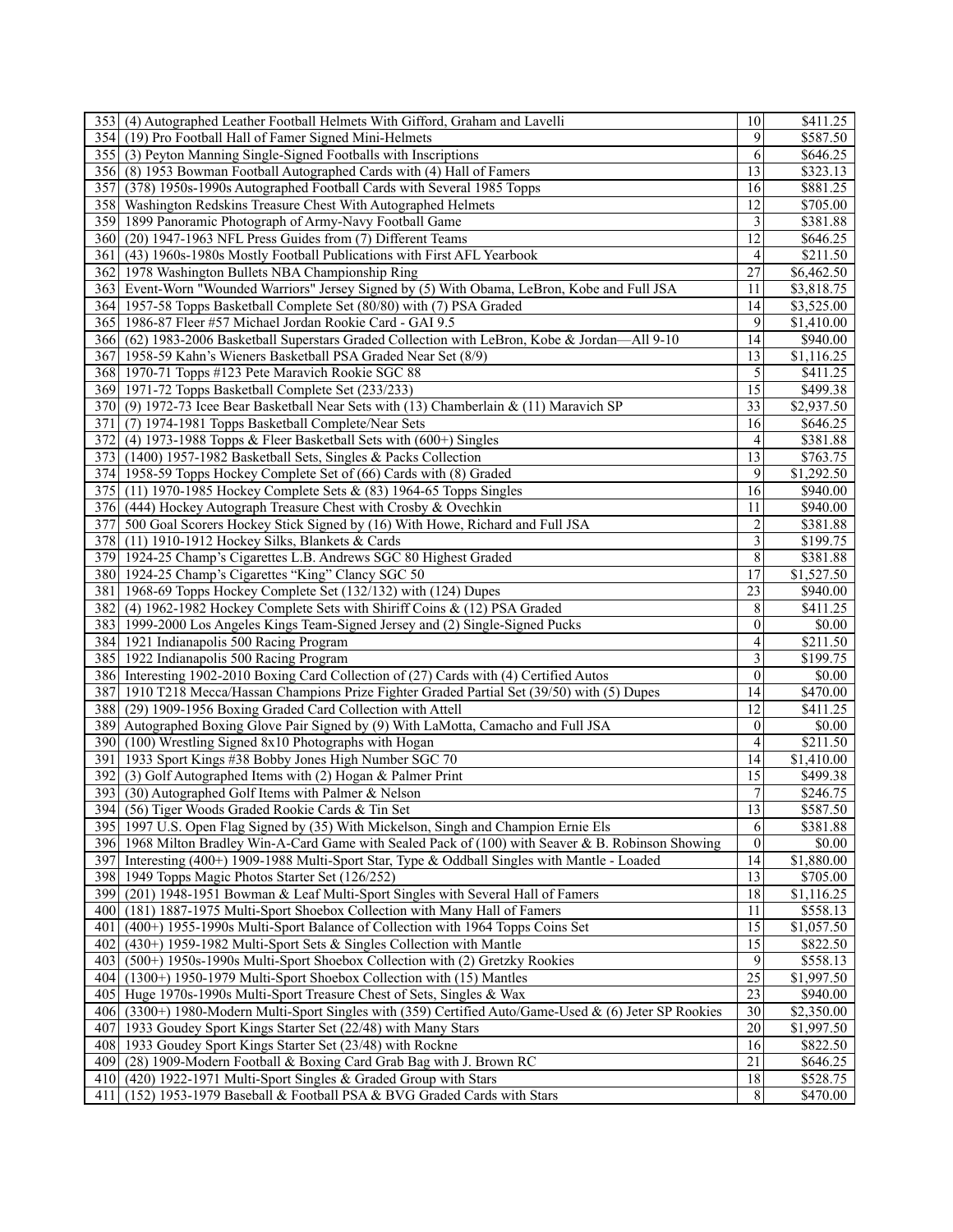| | | | |
|---|---|---|---|
| 353 | (4) Autographed Leather Football Helmets With Gifford, Graham and Lavelli | 10 | $411.25 |
| 354 | (19) Pro Football Hall of Famer Signed Mini-Helmets | 9 | $587.50 |
| 355 | (3) Peyton Manning Single-Signed Footballs with Inscriptions | 6 | $646.25 |
| 356 | (8) 1953 Bowman Football Autographed Cards with (4) Hall of Famers | 13 | $323.13 |
| 357 | (378) 1950s-1990s Autographed Football Cards with Several 1985 Topps | 16 | $881.25 |
| 358 | Washington Redskins Treasure Chest With Autographed Helmets | 12 | $705.00 |
| 359 | 1899 Panoramic Photograph of Army-Navy Football Game | 3 | $381.88 |
| 360 | (20) 1947-1963 NFL Press Guides from (7) Different Teams | 12 | $646.25 |
| 361 | (43) 1960s-1980s Mostly Football Publications with First AFL Yearbook | 4 | $211.50 |
| 362 | 1978 Washington Bullets NBA Championship Ring | 27 | $6,462.50 |
| 363 | Event-Worn "Wounded Warriors" Jersey Signed by (5) With Obama, LeBron, Kobe and Full JSA | 11 | $3,818.75 |
| 364 | 1957-58 Topps Basketball Complete Set (80/80) with (7) PSA Graded | 14 | $3,525.00 |
| 365 | 1986-87 Fleer #57 Michael Jordan Rookie Card - GAI 9.5 | 9 | $1,410.00 |
| 366 | (62) 1983-2006 Basketball Superstars Graded Collection with LeBron, Kobe & Jordan—All 9-10 | 14 | $940.00 |
| 367 | 1958-59 Kahn's Wieners Basketball PSA Graded Near Set (8/9) | 13 | $1,116.25 |
| 368 | 1970-71 Topps #123 Pete Maravich Rookie SGC 88 | 5 | $411.25 |
| 369 | 1971-72 Topps Basketball Complete Set (233/233) | 15 | $499.38 |
| 370 | (9) 1972-73 Icee Bear Basketball Near Sets with (13) Chamberlain & (11) Maravich SP | 33 | $2,937.50 |
| 371 | (7) 1974-1981 Topps Basketball Complete/Near Sets | 16 | $646.25 |
| 372 | (4) 1973-1988 Topps & Fleer Basketball Sets with (600+) Singles | 4 | $381.88 |
| 373 | (1400) 1957-1982 Basketball Sets, Singles & Packs Collection | 13 | $763.75 |
| 374 | 1958-59 Topps Hockey Complete Set of (66) Cards with (8) Graded | 9 | $1,292.50 |
| 375 | (11) 1970-1985 Hockey Complete Sets & (83) 1964-65 Topps Singles | 16 | $940.00 |
| 376 | (444) Hockey Autograph Treasure Chest with Crosby & Ovechkin | 11 | $940.00 |
| 377 | 500 Goal Scorers Hockey Stick Signed by (16) With Howe, Richard and Full JSA | 2 | $381.88 |
| 378 | (11) 1910-1912 Hockey Silks, Blankets & Cards | 3 | $199.75 |
| 379 | 1924-25 Champ's Cigarettes L.B. Andrews SGC 80 Highest Graded | 8 | $381.88 |
| 380 | 1924-25 Champ's Cigarettes "King" Clancy SGC 50 | 17 | $1,527.50 |
| 381 | 1968-69 Topps Hockey Complete Set (132/132) with (124) Dupes | 23 | $940.00 |
| 382 | (4) 1962-1982 Hockey Complete Sets with Shiriff Coins & (12) PSA Graded | 8 | $411.25 |
| 383 | 1999-2000 Los Angeles Kings Team-Signed Jersey and (2) Single-Signed Pucks | 0 | $0.00 |
| 384 | 1921 Indianapolis 500 Racing Program | 4 | $211.50 |
| 385 | 1922 Indianapolis 500 Racing Program | 3 | $199.75 |
| 386 | Interesting 1902-2010 Boxing Card Collection of (27) Cards with (4) Certified Autos | 0 | $0.00 |
| 387 | 1910 T218 Mecca/Hassan Champions Prize Fighter Graded Partial Set (39/50) with (5) Dupes | 14 | $470.00 |
| 388 | (29) 1909-1956 Boxing Graded Card Collection with Attell | 12 | $411.25 |
| 389 | Autographed Boxing Glove Pair Signed by (9) With LaMotta, Camacho and Full JSA | 0 | $0.00 |
| 390 | (100) Wrestling Signed 8x10 Photographs with Hogan | 4 | $211.50 |
| 391 | 1933 Sport Kings #38 Bobby Jones High Number SGC 70 | 14 | $1,410.00 |
| 392 | (3) Golf Autographed Items with (2) Hogan & Palmer Print | 15 | $499.38 |
| 393 | (30) Autographed Golf Items with Palmer & Nelson | 7 | $246.75 |
| 394 | (56) Tiger Woods Graded Rookie Cards & Tin Set | 13 | $587.50 |
| 395 | 1997 U.S. Open Flag Signed by (35) With Mickelson, Singh and Champion Ernie Els | 6 | $381.88 |
| 396 | 1968 Milton Bradley Win-A-Card Game with Sealed Pack of (100) with Seaver & B. Robinson Showing | 0 | $0.00 |
| 397 | Interesting (400+) 1909-1988 Multi-Sport Star, Type & Oddball Singles with Mantle - Loaded | 14 | $1,880.00 |
| 398 | 1949 Topps Magic Photos Starter Set (126/252) | 13 | $705.00 |
| 399 | (201) 1948-1951 Bowman & Leaf Multi-Sport Singles with Several Hall of Famers | 18 | $1,116.25 |
| 400 | (181) 1887-1975 Multi-Sport Shoebox Collection with Many Hall of Famers | 11 | $558.13 |
| 401 | (400+) 1955-1990s Multi-Sport Balance of Collection with 1964 Topps Coins Set | 15 | $1,057.50 |
| 402 | (430+) 1959-1982 Multi-Sport Sets & Singles Collection with Mantle | 15 | $822.50 |
| 403 | (500+) 1950s-1990s Multi-Sport Shoebox Collection with (2) Gretzky Rookies | 9 | $558.13 |
| 404 | (1300+) 1950-1979 Multi-Sport Shoebox Collection with (15) Mantles | 25 | $1,997.50 |
| 405 | Huge 1970s-1990s Multi-Sport Treasure Chest of Sets, Singles & Wax | 23 | $940.00 |
| 406 | (3300+) 1980-Modern Multi-Sport Singles with (359) Certified Auto/Game-Used & (6) Jeter SP Rookies | 30 | $2,350.00 |
| 407 | 1933 Goudey Sport Kings Starter Set (22/48) with Many Stars | 20 | $1,997.50 |
| 408 | 1933 Goudey Sport Kings Starter Set (23/48) with Rockne | 16 | $822.50 |
| 409 | (28) 1909-Modern Football & Boxing Card Grab Bag with J. Brown RC | 21 | $646.25 |
| 410 | (420) 1922-1971 Multi-Sport Singles & Graded Group with Stars | 18 | $528.75 |
| 411 | (152) 1953-1979 Baseball & Football PSA & BVG Graded Cards with Stars | 8 | $470.00 |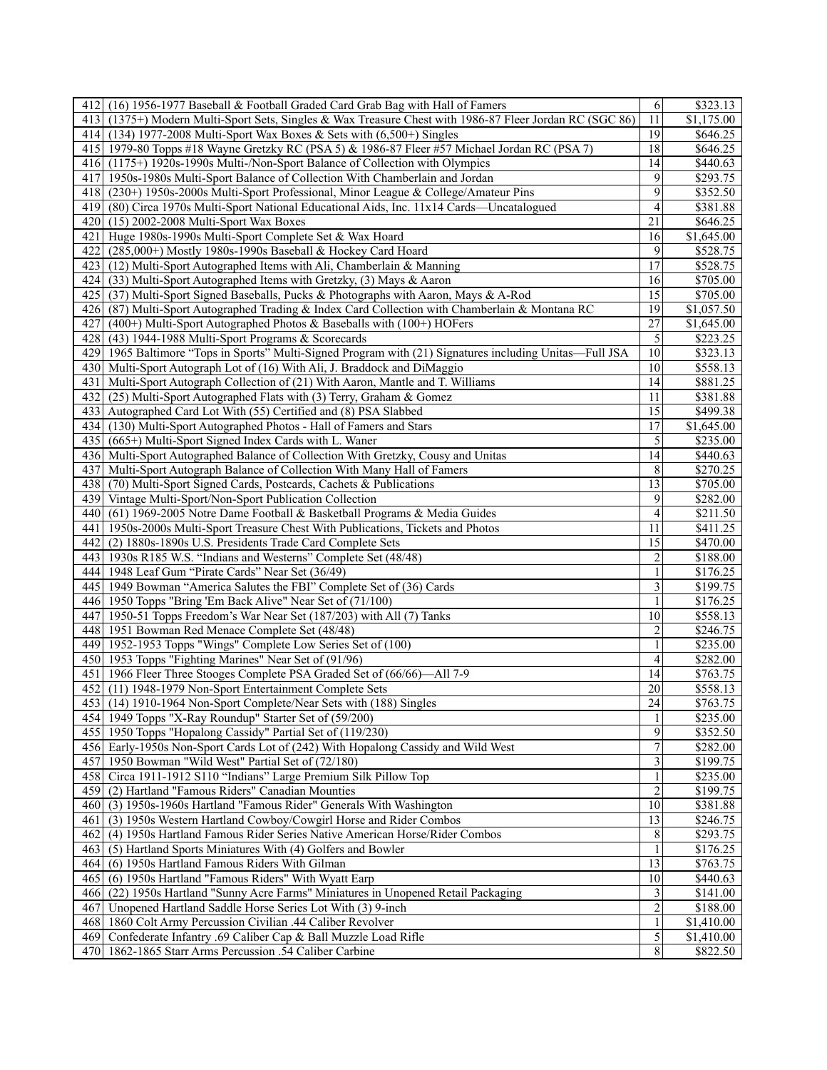| | | | |
|---|---|---|---|
| 412 | (16) 1956-1977 Baseball & Football Graded Card Grab Bag with Hall of Famers | 6 | $323.13 |
| 413 | (1375+) Modern Multi-Sport Sets, Singles & Wax Treasure Chest with 1986-87 Fleer Jordan RC (SGC 86) | 11 | $1,175.00 |
| 414 | (134) 1977-2008 Multi-Sport Wax Boxes & Sets with (6,500+) Singles | 19 | $646.25 |
| 415 | 1979-80 Topps #18 Wayne Gretzky RC (PSA 5) & 1986-87 Fleer #57 Michael Jordan RC (PSA 7) | 18 | $646.25 |
| 416 | (1175+) 1920s-1990s Multi-/Non-Sport Balance of Collection with Olympics | 14 | $440.63 |
| 417 | 1950s-1980s Multi-Sport Balance of Collection With Chamberlain and Jordan | 9 | $293.75 |
| 418 | (230+) 1950s-2000s Multi-Sport Professional, Minor League & College/Amateur Pins | 9 | $352.50 |
| 419 | (80) Circa 1970s Multi-Sport National Educational Aids, Inc. 11x14 Cards—Uncatalogued | 4 | $381.88 |
| 420 | (15) 2002-2008 Multi-Sport Wax Boxes | 21 | $646.25 |
| 421 | Huge 1980s-1990s Multi-Sport Complete Set & Wax Hoard | 16 | $1,645.00 |
| 422 | (285,000+) Mostly 1980s-1990s Baseball & Hockey Card Hoard | 9 | $528.75 |
| 423 | (12) Multi-Sport Autographed Items with Ali, Chamberlain & Manning | 17 | $528.75 |
| 424 | (33) Multi-Sport Autographed Items with Gretzky, (3) Mays & Aaron | 16 | $705.00 |
| 425 | (37) Multi-Sport Signed Baseballs, Pucks & Photographs with Aaron, Mays & A-Rod | 15 | $705.00 |
| 426 | (87) Multi-Sport Autographed Trading & Index Card Collection with Chamberlain & Montana RC | 19 | $1,057.50 |
| 427 | (400+) Multi-Sport Autographed Photos & Baseballs with (100+) HOFers | 27 | $1,645.00 |
| 428 | (43) 1944-1988 Multi-Sport Programs & Scorecards | 5 | $223.25 |
| 429 | 1965 Baltimore "Tops in Sports" Multi-Signed Program with (21) Signatures including Unitas—Full JSA | 10 | $323.13 |
| 430 | Multi-Sport Autograph Lot of (16) With Ali, J. Braddock and DiMaggio | 10 | $558.13 |
| 431 | Multi-Sport Autograph Collection of (21) With Aaron, Mantle and T. Williams | 14 | $881.25 |
| 432 | (25) Multi-Sport Autographed Flats with (3) Terry, Graham & Gomez | 11 | $381.88 |
| 433 | Autographed Card Lot With (55) Certified and (8) PSA Slabbed | 15 | $499.38 |
| 434 | (130) Multi-Sport Autographed Photos - Hall of Famers and Stars | 17 | $1,645.00 |
| 435 | (665+) Multi-Sport Signed Index Cards with L. Waner | 5 | $235.00 |
| 436 | Multi-Sport Autographed Balance of Collection With Gretzky, Cousy and Unitas | 14 | $440.63 |
| 437 | Multi-Sport Autograph Balance of Collection With Many Hall of Famers | 8 | $270.25 |
| 438 | (70) Multi-Sport Signed Cards, Postcards, Cachets & Publications | 13 | $705.00 |
| 439 | Vintage Multi-Sport/Non-Sport Publication Collection | 9 | $282.00 |
| 440 | (61) 1969-2005 Notre Dame Football & Basketball Programs & Media Guides | 4 | $211.50 |
| 441 | 1950s-2000s Multi-Sport Treasure Chest With Publications, Tickets and Photos | 11 | $411.25 |
| 442 | (2) 1880s-1890s U.S. Presidents Trade Card Complete Sets | 15 | $470.00 |
| 443 | 1930s R185 W.S. "Indians and Westerns" Complete Set (48/48) | 2 | $188.00 |
| 444 | 1948 Leaf Gum "Pirate Cards" Near Set (36/49) | 1 | $176.25 |
| 445 | 1949 Bowman "America Salutes the FBI" Complete Set of (36) Cards | 3 | $199.75 |
| 446 | 1950 Topps "Bring 'Em Back Alive" Near Set of (71/100) | 1 | $176.25 |
| 447 | 1950-51 Topps Freedom's War Near Set (187/203) with All (7) Tanks | 10 | $558.13 |
| 448 | 1951 Bowman Red Menace Complete Set (48/48) | 2 | $246.75 |
| 449 | 1952-1953 Topps "Wings" Complete Low Series Set of (100) | 1 | $235.00 |
| 450 | 1953 Topps "Fighting Marines" Near Set of (91/96) | 4 | $282.00 |
| 451 | 1966 Fleer Three Stooges Complete PSA Graded Set of (66/66)—All 7-9 | 14 | $763.75 |
| 452 | (11) 1948-1979 Non-Sport Entertainment Complete Sets | 20 | $558.13 |
| 453 | (14) 1910-1964 Non-Sport Complete/Near Sets with (188) Singles | 24 | $763.75 |
| 454 | 1949 Topps "X-Ray Roundup" Starter Set of (59/200) | 1 | $235.00 |
| 455 | 1950 Topps "Hopalong Cassidy" Partial Set of (119/230) | 9 | $352.50 |
| 456 | Early-1950s Non-Sport Cards Lot of (242) With Hopalong Cassidy and Wild West | 7 | $282.00 |
| 457 | 1950 Bowman "Wild West" Partial Set of (72/180) | 3 | $199.75 |
| 458 | Circa 1911-1912 S110 "Indians" Large Premium Silk Pillow Top | 1 | $235.00 |
| 459 | (2) Hartland "Famous Riders" Canadian Mounties | 2 | $199.75 |
| 460 | (3) 1950s-1960s Hartland "Famous Rider" Generals With Washington | 10 | $381.88 |
| 461 | (3) 1950s Western Hartland Cowboy/Cowgirl Horse and Rider Combos | 13 | $246.75 |
| 462 | (4) 1950s Hartland Famous Rider Series Native American Horse/Rider Combos | 8 | $293.75 |
| 463 | (5) Hartland Sports Miniatures With (4) Golfers and Bowler | 1 | $176.25 |
| 464 | (6) 1950s Hartland Famous Riders With Gilman | 13 | $763.75 |
| 465 | (6) 1950s Hartland "Famous Riders" With Wyatt Earp | 10 | $440.63 |
| 466 | (22) 1950s Hartland "Sunny Acre Farms" Miniatures in Unopened Retail Packaging | 3 | $141.00 |
| 467 | Unopened Hartland Saddle Horse Series Lot With (3) 9-inch | 2 | $188.00 |
| 468 | 1860 Colt Army Percussion Civilian .44 Caliber Revolver | 1 | $1,410.00 |
| 469 | Confederate Infantry .69 Caliber Cap & Ball Muzzle Load Rifle | 5 | $1,410.00 |
| 470 | 1862-1865 Starr Arms Percussion .54 Caliber Carbine | 8 | $822.50 |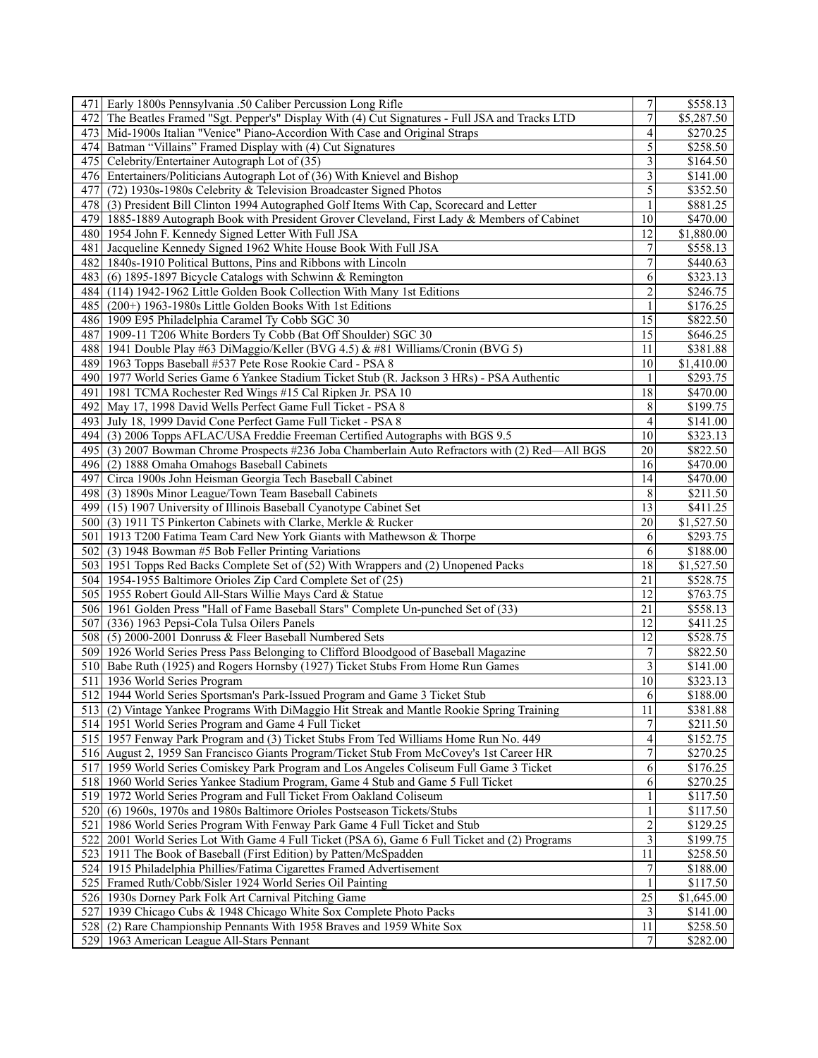| | | | |
|---|---|---|---|
| 471 | Early 1800s Pennsylvania .50 Caliber Percussion Long Rifle | 7 | $558.13 |
| 472 | The Beatles Framed "Sgt. Pepper's" Display With (4) Cut Signatures - Full JSA and Tracks LTD | 7 | $5,287.50 |
| 473 | Mid-1900s Italian "Venice" Piano-Accordion With Case and Original Straps | 4 | $270.25 |
| 474 | Batman "Villains" Framed Display with (4) Cut Signatures | 5 | $258.50 |
| 475 | Celebrity/Entertainer Autograph Lot of (35) | 3 | $164.50 |
| 476 | Entertainers/Politicians Autograph Lot of (36) With Knievel and Bishop | 3 | $141.00 |
| 477 | (72) 1930s-1980s Celebrity & Television Broadcaster Signed Photos | 5 | $352.50 |
| 478 | (3) President Bill Clinton 1994 Autographed Golf Items With Cap, Scorecard and Letter | 1 | $881.25 |
| 479 | 1885-1889 Autograph Book with President Grover Cleveland, First Lady & Members of Cabinet | 10 | $470.00 |
| 480 | 1954 John F. Kennedy Signed Letter With Full JSA | 12 | $1,880.00 |
| 481 | Jacqueline Kennedy Signed 1962 White House Book With Full JSA | 7 | $558.13 |
| 482 | 1840s-1910 Political Buttons, Pins and Ribbons with Lincoln | 7 | $440.63 |
| 483 | (6) 1895-1897 Bicycle Catalogs with Schwinn & Remington | 6 | $323.13 |
| 484 | (114) 1942-1962 Little Golden Book Collection With Many 1st Editions | 2 | $246.75 |
| 485 | (200+) 1963-1980s Little Golden Books With 1st Editions | 1 | $176.25 |
| 486 | 1909 E95 Philadelphia Caramel Ty Cobb SGC 30 | 15 | $822.50 |
| 487 | 1909-11 T206 White Borders Ty Cobb (Bat Off Shoulder) SGC 30 | 15 | $646.25 |
| 488 | 1941 Double Play #63 DiMaggio/Keller (BVG 4.5) & #81 Williams/Cronin (BVG 5) | 11 | $381.88 |
| 489 | 1963 Topps Baseball #537 Pete Rose Rookie Card - PSA 8 | 10 | $1,410.00 |
| 490 | 1977 World Series Game 6 Yankee Stadium Ticket Stub (R. Jackson 3 HRs) - PSA Authentic | 1 | $293.75 |
| 491 | 1981 TCMA Rochester Red Wings #15 Cal Ripken Jr. PSA 10 | 18 | $470.00 |
| 492 | May 17, 1998 David Wells Perfect Game Full Ticket - PSA 8 | 8 | $199.75 |
| 493 | July 18, 1999 David Cone Perfect Game Full Ticket - PSA 8 | 4 | $141.00 |
| 494 | (3) 2006 Topps AFLAC/USA Freddie Freeman Certified Autographs with BGS 9.5 | 10 | $323.13 |
| 495 | (3) 2007 Bowman Chrome Prospects #236 Joba Chamberlain Auto Refractors with (2) Red—All BGS | 20 | $822.50 |
| 496 | (2) 1888 Omaha Omahogs Baseball Cabinets | 16 | $470.00 |
| 497 | Circa 1900s John Heisman Georgia Tech Baseball Cabinet | 14 | $470.00 |
| 498 | (3) 1890s Minor League/Town Team Baseball Cabinets | 8 | $211.50 |
| 499 | (15) 1907 University of Illinois Baseball Cyanotype Cabinet Set | 13 | $411.25 |
| 500 | (3) 1911 T5 Pinkerton Cabinets with Clarke, Merkle & Rucker | 20 | $1,527.50 |
| 501 | 1913 T200 Fatima Team Card New York Giants with Mathewson & Thorpe | 6 | $293.75 |
| 502 | (3) 1948 Bowman #5 Bob Feller Printing Variations | 6 | $188.00 |
| 503 | 1951 Topps Red Backs Complete Set of (52) With Wrappers and (2) Unopened Packs | 18 | $1,527.50 |
| 504 | 1954-1955 Baltimore Orioles Zip Card Complete Set of (25) | 21 | $528.75 |
| 505 | 1955 Robert Gould All-Stars Willie Mays Card & Statue | 12 | $763.75 |
| 506 | 1961 Golden Press "Hall of Fame Baseball Stars" Complete Un-punched Set of (33) | 21 | $558.13 |
| 507 | (336) 1963 Pepsi-Cola Tulsa Oilers Panels | 12 | $411.25 |
| 508 | (5) 2000-2001 Donruss & Fleer Baseball Numbered Sets | 12 | $528.75 |
| 509 | 1926 World Series Press Pass Belonging to Clifford Bloodgood of Baseball Magazine | 7 | $822.50 |
| 510 | Babe Ruth (1925) and Rogers Hornsby (1927) Ticket Stubs From Home Run Games | 3 | $141.00 |
| 511 | 1936 World Series Program | 10 | $323.13 |
| 512 | 1944 World Series Sportsman's Park-Issued Program and Game 3 Ticket Stub | 6 | $188.00 |
| 513 | (2) Vintage Yankee Programs With DiMaggio Hit Streak and Mantle Rookie Spring Training | 11 | $381.88 |
| 514 | 1951 World Series Program and Game 4 Full Ticket | 7 | $211.50 |
| 515 | 1957 Fenway Park Program and (3) Ticket Stubs From Ted Williams Home Run No. 449 | 4 | $152.75 |
| 516 | August 2, 1959 San Francisco Giants Program/Ticket Stub From McCovey's 1st Career HR | 7 | $270.25 |
| 517 | 1959 World Series Comiskey Park Program and Los Angeles Coliseum Full Game 3 Ticket | 6 | $176.25 |
| 518 | 1960 World Series Yankee Stadium Program, Game 4 Stub and Game 5 Full Ticket | 6 | $270.25 |
| 519 | 1972 World Series Program and Full Ticket From Oakland Coliseum | 1 | $117.50 |
| 520 | (6) 1960s, 1970s and 1980s Baltimore Orioles Postseason Tickets/Stubs | 1 | $117.50 |
| 521 | 1986 World Series Program With Fenway Park Game 4 Full Ticket and Stub | 2 | $129.25 |
| 522 | 2001 World Series Lot With Game 4 Full Ticket (PSA 6), Game 6 Full Ticket and (2) Programs | 3 | $199.75 |
| 523 | 1911 The Book of Baseball (First Edition) by Patten/McSpadden | 11 | $258.50 |
| 524 | 1915 Philadelphia Phillies/Fatima Cigarettes Framed Advertisement | 7 | $188.00 |
| 525 | Framed Ruth/Cobb/Sisler 1924 World Series Oil Painting | 1 | $117.50 |
| 526 | 1930s Dorney Park Folk Art Carnival Pitching Game | 25 | $1,645.00 |
| 527 | 1939 Chicago Cubs & 1948 Chicago White Sox Complete Photo Packs | 3 | $141.00 |
| 528 | (2) Rare Championship Pennants With 1958 Braves and 1959 White Sox | 11 | $258.50 |
| 529 | 1963 American League All-Stars Pennant | 7 | $282.00 |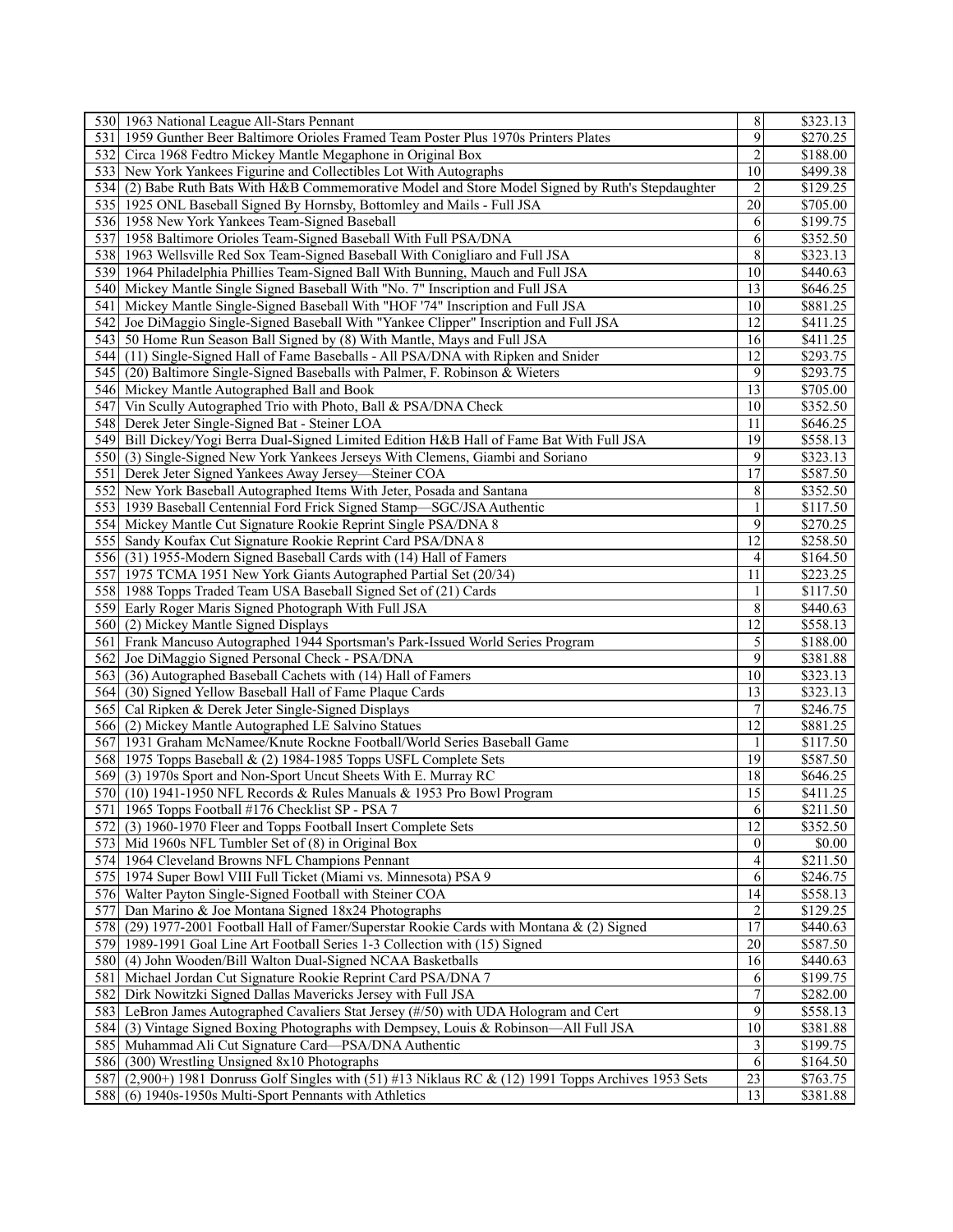| | | | |
|---|---|---|---|
| 530 | 1963 National League All-Stars Pennant | 8 | $323.13 |
| 531 | 1959 Gunther Beer Baltimore Orioles Framed Team Poster Plus 1970s Printers Plates | 9 | $270.25 |
| 532 | Circa 1968 Fedtro Mickey Mantle Megaphone in Original Box | 2 | $188.00 |
| 533 | New York Yankees Figurine and Collectibles Lot With Autographs | 10 | $499.38 |
| 534 | (2) Babe Ruth Bats With H&B Commemorative Model and Store Model Signed by Ruth's Stepdaughter | 2 | $129.25 |
| 535 | 1925 ONL Baseball Signed By Hornsby, Bottomley and Mails - Full JSA | 20 | $705.00 |
| 536 | 1958 New York Yankees Team-Signed Baseball | 6 | $199.75 |
| 537 | 1958 Baltimore Orioles Team-Signed Baseball With Full PSA/DNA | 6 | $352.50 |
| 538 | 1963 Wellsville Red Sox Team-Signed Baseball With Conigliaro and Full JSA | 8 | $323.13 |
| 539 | 1964 Philadelphia Phillies Team-Signed Ball With Bunning, Mauch and Full JSA | 10 | $440.63 |
| 540 | Mickey Mantle Single Signed Baseball With "No. 7" Inscription and Full JSA | 13 | $646.25 |
| 541 | Mickey Mantle Single-Signed Baseball With "HOF '74" Inscription and Full JSA | 10 | $881.25 |
| 542 | Joe DiMaggio Single-Signed Baseball With "Yankee Clipper" Inscription and Full JSA | 12 | $411.25 |
| 543 | 50 Home Run Season Ball Signed by (8) With Mantle, Mays and Full JSA | 16 | $411.25 |
| 544 | (11) Single-Signed Hall of Fame Baseballs - All PSA/DNA with Ripken and Snider | 12 | $293.75 |
| 545 | (20) Baltimore Single-Signed Baseballs with Palmer, F. Robinson & Wieters | 9 | $293.75 |
| 546 | Mickey Mantle Autographed Ball and Book | 13 | $705.00 |
| 547 | Vin Scully Autographed Trio with Photo, Ball & PSA/DNA Check | 10 | $352.50 |
| 548 | Derek Jeter Single-Signed Bat - Steiner LOA | 11 | $646.25 |
| 549 | Bill Dickey/Yogi Berra Dual-Signed Limited Edition H&B Hall of Fame Bat With Full JSA | 19 | $558.13 |
| 550 | (3) Single-Signed New York Yankees Jerseys With Clemens, Giambi and Soriano | 9 | $323.13 |
| 551 | Derek Jeter Signed Yankees Away Jersey—Steiner COA | 17 | $587.50 |
| 552 | New York Baseball Autographed Items With Jeter, Posada and Santana | 8 | $352.50 |
| 553 | 1939 Baseball Centennial Ford Frick Signed Stamp—SGC/JSA Authentic | 1 | $117.50 |
| 554 | Mickey Mantle Cut Signature Rookie Reprint Single PSA/DNA 8 | 9 | $270.25 |
| 555 | Sandy Koufax Cut Signature Rookie Reprint Card PSA/DNA 8 | 12 | $258.50 |
| 556 | (31) 1955-Modern Signed Baseball Cards with (14) Hall of Famers | 4 | $164.50 |
| 557 | 1975 TCMA 1951 New York Giants Autographed Partial Set (20/34) | 11 | $223.25 |
| 558 | 1988 Topps Traded Team USA Baseball Signed Set of (21) Cards | 1 | $117.50 |
| 559 | Early Roger Maris Signed Photograph With Full JSA | 8 | $440.63 |
| 560 | (2) Mickey Mantle Signed Displays | 12 | $558.13 |
| 561 | Frank Mancuso Autographed 1944 Sportsman's Park-Issued World Series Program | 5 | $188.00 |
| 562 | Joe DiMaggio Signed Personal Check - PSA/DNA | 9 | $381.88 |
| 563 | (36) Autographed Baseball Cachets with (14) Hall of Famers | 10 | $323.13 |
| 564 | (30) Signed Yellow Baseball Hall of Fame Plaque Cards | 13 | $323.13 |
| 565 | Cal Ripken & Derek Jeter Single-Signed Displays | 7 | $246.75 |
| 566 | (2) Mickey Mantle Autographed LE Salvino Statues | 12 | $881.25 |
| 567 | 1931 Graham McNamee/Knute Rockne Football/World Series Baseball Game | 1 | $117.50 |
| 568 | 1975 Topps Baseball & (2) 1984-1985 Topps USFL Complete Sets | 19 | $587.50 |
| 569 | (3) 1970s Sport and Non-Sport Uncut Sheets With E. Murray RC | 18 | $646.25 |
| 570 | (10) 1941-1950 NFL Records & Rules Manuals & 1953 Pro Bowl Program | 15 | $411.25 |
| 571 | 1965 Topps Football #176 Checklist SP - PSA 7 | 6 | $211.50 |
| 572 | (3) 1960-1970 Fleer and Topps Football Insert Complete Sets | 12 | $352.50 |
| 573 | Mid 1960s NFL Tumbler Set of (8) in Original Box | 0 | $0.00 |
| 574 | 1964 Cleveland Browns NFL Champions Pennant | 4 | $211.50 |
| 575 | 1974 Super Bowl VIII Full Ticket (Miami vs. Minnesota) PSA 9 | 6 | $246.75 |
| 576 | Walter Payton Single-Signed Football with Steiner COA | 14 | $558.13 |
| 577 | Dan Marino & Joe Montana Signed 18x24 Photographs | 2 | $129.25 |
| 578 | (29) 1977-2001 Football Hall of Famer/Superstar Rookie Cards with Montana & (2) Signed | 17 | $440.63 |
| 579 | 1989-1991 Goal Line Art Football Series 1-3 Collection with (15) Signed | 20 | $587.50 |
| 580 | (4) John Wooden/Bill Walton Dual-Signed NCAA Basketballs | 16 | $440.63 |
| 581 | Michael Jordan Cut Signature Rookie Reprint Card PSA/DNA 7 | 6 | $199.75 |
| 582 | Dirk Nowitzki Signed Dallas Mavericks Jersey with Full JSA | 7 | $282.00 |
| 583 | LeBron James Autographed Cavaliers Stat Jersey (#/50) with UDA Hologram and Cert | 9 | $558.13 |
| 584 | (3) Vintage Signed Boxing Photographs with Dempsey, Louis & Robinson—All Full JSA | 10 | $381.88 |
| 585 | Muhammad Ali Cut Signature Card—PSA/DNA Authentic | 3 | $199.75 |
| 586 | (300) Wrestling Unsigned 8x10 Photographs | 6 | $164.50 |
| 587 | (2,900+) 1981 Donruss Golf Singles with (51) #13 Niklaus RC & (12) 1991 Topps Archives 1953 Sets | 23 | $763.75 |
| 588 | (6) 1940s-1950s Multi-Sport Pennants with Athletics | 13 | $381.88 |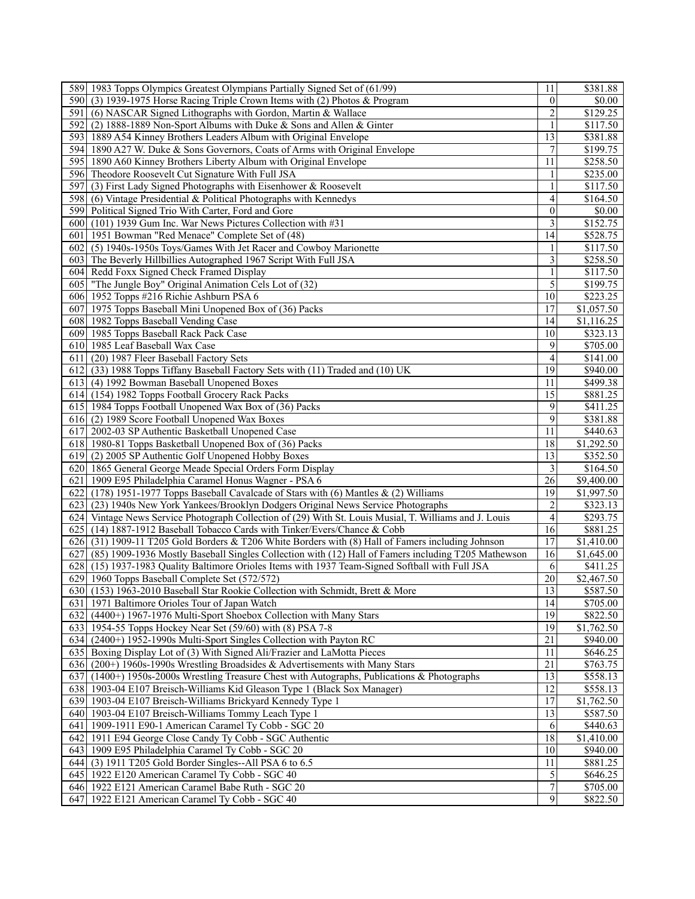| | | | |
|---|---|---|---|
| 589 | 1983 Topps Olympics Greatest Olympians Partially Signed Set of (61/99) | 11 | $381.88 |
| 590 | (3) 1939-1975 Horse Racing Triple Crown Items with (2) Photos & Program | 0 | $0.00 |
| 591 | (6) NASCAR Signed Lithographs with Gordon, Martin & Wallace | 2 | $129.25 |
| 592 | (2) 1888-1889 Non-Sport Albums with Duke & Sons and Allen & Ginter | 1 | $117.50 |
| 593 | 1889 A54 Kinney Brothers Leaders Album with Original Envelope | 13 | $381.88 |
| 594 | 1890 A27 W. Duke & Sons Governors, Coats of Arms with Original Envelope | 7 | $199.75 |
| 595 | 1890 A60 Kinney Brothers Liberty Album with Original Envelope | 11 | $258.50 |
| 596 | Theodore Roosevelt Cut Signature With Full JSA | 1 | $235.00 |
| 597 | (3) First Lady Signed Photographs with Eisenhower & Roosevelt | 1 | $117.50 |
| 598 | (6) Vintage Presidential & Political Photographs with Kennedys | 4 | $164.50 |
| 599 | Political Signed Trio With Carter, Ford and Gore | 0 | $0.00 |
| 600 | (101) 1939 Gum Inc. War News Pictures Collection with #31 | 3 | $152.75 |
| 601 | 1951 Bowman "Red Menace" Complete Set of (48) | 14 | $528.75 |
| 602 | (5) 1940s-1950s Toys/Games With Jet Racer and Cowboy Marionette | 1 | $117.50 |
| 603 | The Beverly Hillbillies Autographed 1967 Script With Full JSA | 3 | $258.50 |
| 604 | Redd Foxx Signed Check Framed Display | 1 | $117.50 |
| 605 | "The Jungle Boy" Original Animation Cels Lot of (32) | 5 | $199.75 |
| 606 | 1952 Topps #216 Richie Ashburn PSA 6 | 10 | $223.25 |
| 607 | 1975 Topps Baseball Mini Unopened Box of (36) Packs | 17 | $1,057.50 |
| 608 | 1982 Topps Baseball Vending Case | 14 | $1,116.25 |
| 609 | 1985 Topps Baseball Rack Pack Case | 10 | $323.13 |
| 610 | 1985 Leaf Baseball Wax Case | 9 | $705.00 |
| 611 | (20) 1987 Fleer Baseball Factory Sets | 4 | $141.00 |
| 612 | (33) 1988 Topps Tiffany Baseball Factory Sets with (11) Traded and (10) UK | 19 | $940.00 |
| 613 | (4) 1992 Bowman Baseball Unopened Boxes | 11 | $499.38 |
| 614 | (154) 1982 Topps Football Grocery Rack Packs | 15 | $881.25 |
| 615 | 1984 Topps Football Unopened Wax Box of (36) Packs | 9 | $411.25 |
| 616 | (2) 1989 Score Football Unopened Wax Boxes | 9 | $381.88 |
| 617 | 2002-03 SP Authentic Basketball Unopened Case | 11 | $440.63 |
| 618 | 1980-81 Topps Basketball Unopened Box of (36) Packs | 18 | $1,292.50 |
| 619 | (2) 2005 SP Authentic Golf Unopened Hobby Boxes | 13 | $352.50 |
| 620 | 1865 General George Meade Special Orders Form Display | 3 | $164.50 |
| 621 | 1909 E95 Philadelphia Caramel Honus Wagner - PSA 6 | 26 | $9,400.00 |
| 622 | (178) 1951-1977 Topps Baseball Cavalcade of Stars with (6) Mantles & (2) Williams | 19 | $1,997.50 |
| 623 | (23) 1940s New York Yankees/Brooklyn Dodgers Original News Service Photographs | 2 | $323.13 |
| 624 | Vintage News Service Photograph Collection of (29) With St. Louis Musial, T. Williams and J. Louis | 4 | $293.75 |
| 625 | (14) 1887-1912 Baseball Tobacco Cards with Tinker/Evers/Chance & Cobb | 16 | $881.25 |
| 626 | (31) 1909-11 T205 Gold Borders & T206 White Borders with (8) Hall of Famers including Johnson | 17 | $1,410.00 |
| 627 | (85) 1909-1936 Mostly Baseball Singles Collection with (12) Hall of Famers including T205 Mathewson | 16 | $1,645.00 |
| 628 | (15) 1937-1983 Quality Baltimore Orioles Items with 1937 Team-Signed Softball with Full JSA | 6 | $411.25 |
| 629 | 1960 Topps Baseball Complete Set (572/572) | 20 | $2,467.50 |
| 630 | (153) 1963-2010 Baseball Star Rookie Collection with Schmidt, Brett & More | 13 | $587.50 |
| 631 | 1971 Baltimore Orioles Tour of Japan Watch | 14 | $705.00 |
| 632 | (4400+) 1967-1976 Multi-Sport Shoebox Collection with Many Stars | 19 | $822.50 |
| 633 | 1954-55 Topps Hockey Near Set (59/60) with (8) PSA 7-8 | 19 | $1,762.50 |
| 634 | (2400+) 1952-1990s Multi-Sport Singles Collection with Payton RC | 21 | $940.00 |
| 635 | Boxing Display Lot of (3) With Signed Ali/Frazier and LaMotta Pieces | 11 | $646.25 |
| 636 | (200+) 1960s-1990s Wrestling Broadsides & Advertisements with Many Stars | 21 | $763.75 |
| 637 | (1400+) 1950s-2000s Wrestling Treasure Chest with Autographs, Publications & Photographs | 13 | $558.13 |
| 638 | 1903-04 E107 Breisch-Williams Kid Gleason Type 1 (Black Sox Manager) | 12 | $558.13 |
| 639 | 1903-04 E107 Breisch-Williams Brickyard Kennedy Type 1 | 17 | $1,762.50 |
| 640 | 1903-04 E107 Breisch-Williams Tommy Leach Type 1 | 13 | $587.50 |
| 641 | 1909-1911 E90-1 American Caramel Ty Cobb - SGC 20 | 6 | $440.63 |
| 642 | 1911 E94 George Close Candy Ty Cobb - SGC Authentic | 18 | $1,410.00 |
| 643 | 1909 E95 Philadelphia Caramel Ty Cobb - SGC 20 | 10 | $940.00 |
| 644 | (3) 1911 T205 Gold Border Singles--All PSA 6 to 6.5 | 11 | $881.25 |
| 645 | 1922 E120 American Caramel Ty Cobb - SGC 40 | 5 | $646.25 |
| 646 | 1922 E121 American Caramel Babe Ruth - SGC 20 | 7 | $705.00 |
| 647 | 1922 E121 American Caramel Ty Cobb - SGC 40 | 9 | $822.50 |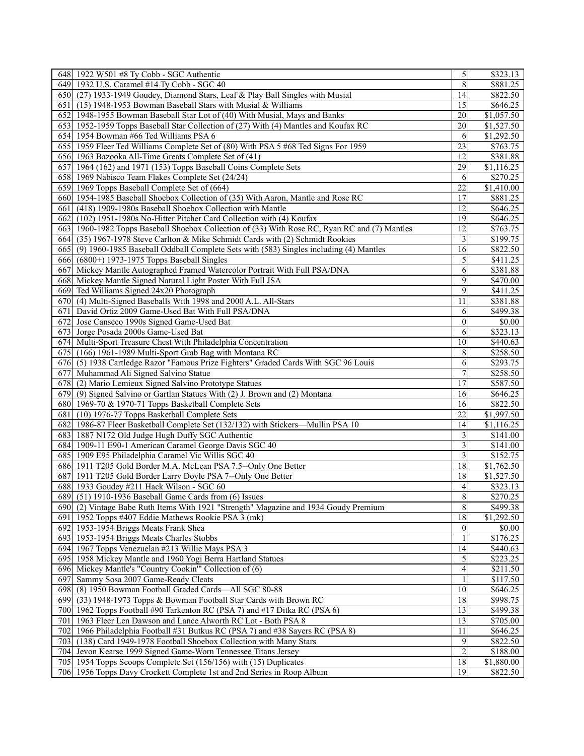| | | | |
|---|---|---|---|
| 648 | 1922 W501 #8 Ty Cobb - SGC Authentic | 5 | $323.13 |
| 649 | 1932 U.S. Caramel #14 Ty Cobb - SGC 40 | 8 | $881.25 |
| 650 | (27) 1933-1949 Goudey, Diamond Stars, Leaf & Play Ball Singles with Musial | 14 | $822.50 |
| 651 | (15) 1948-1953 Bowman Baseball Stars with Musial & Williams | 15 | $646.25 |
| 652 | 1948-1955 Bowman Baseball Star Lot of (40) With Musial, Mays and Banks | 20 | $1,057.50 |
| 653 | 1952-1959 Topps Baseball Star Collection of (27) With (4) Mantles and Koufax RC | 20 | $1,527.50 |
| 654 | 1954 Bowman #66 Ted Williams PSA 6 | 6 | $1,292.50 |
| 655 | 1959 Fleer Ted Williams Complete Set of (80) With PSA 5 #68 Ted Signs For 1959 | 23 | $763.75 |
| 656 | 1963 Bazooka All-Time Greats Complete Set of (41) | 12 | $381.88 |
| 657 | 1964 (162) and 1971 (153) Topps Baseball Coins Complete Sets | 29 | $1,116.25 |
| 658 | 1969 Nabisco Team Flakes Complete Set (24/24) | 6 | $270.25 |
| 659 | 1969 Topps Baseball Complete Set of (664) | 22 | $1,410.00 |
| 660 | 1954-1985 Baseball Shoebox Collection of (35) With Aaron, Mantle and Rose RC | 17 | $881.25 |
| 661 | (418) 1909-1980s Baseball Shoebox Collection with Mantle | 12 | $646.25 |
| 662 | (102) 1951-1980s No-Hitter Pitcher Card Collection with (4) Koufax | 19 | $646.25 |
| 663 | 1960-1982 Topps Baseball Shoebox Collection of (33) With Rose RC, Ryan RC and (7) Mantles | 12 | $763.75 |
| 664 | (35) 1967-1978 Steve Carlton & Mike Schmidt Cards with (2) Schmidt Rookies | 3 | $199.75 |
| 665 | (9) 1960-1985 Baseball Oddball Complete Sets with (583) Singles including (4) Mantles | 16 | $822.50 |
| 666 | (6800+) 1973-1975 Topps Baseball Singles | 5 | $411.25 |
| 667 | Mickey Mantle Autographed Framed Watercolor Portrait With Full PSA/DNA | 6 | $381.88 |
| 668 | Mickey Mantle Signed Natural Light Poster With Full JSA | 9 | $470.00 |
| 669 | Ted Williams Signed 24x20 Photograph | 9 | $411.25 |
| 670 | (4) Multi-Signed Baseballs With 1998 and 2000 A.L. All-Stars | 11 | $381.88 |
| 671 | David Ortiz 2009 Game-Used Bat With Full PSA/DNA | 6 | $499.38 |
| 672 | Jose Canseco 1990s Signed Game-Used Bat | 0 | $0.00 |
| 673 | Jorge Posada 2000s Game-Used Bat | 6 | $323.13 |
| 674 | Multi-Sport Treasure Chest With Philadelphia Concentration | 10 | $440.63 |
| 675 | (166) 1961-1989 Multi-Sport Grab Bag with Montana RC | 8 | $258.50 |
| 676 | (5) 1938 Cartledge Razor "Famous Prize Fighters" Graded Cards With SGC 96 Louis | 6 | $293.75 |
| 677 | Muhammad Ali Signed Salvino Statue | 7 | $258.50 |
| 678 | (2) Mario Lemieux Signed Salvino Prototype Statues | 17 | $587.50 |
| 679 | (9) Signed Salvino or Gartlan Statues With (2) J. Brown and (2) Montana | 16 | $646.25 |
| 680 | 1969-70 & 1970-71 Topps Basketball Complete Sets | 16 | $822.50 |
| 681 | (10) 1976-77 Topps Basketball Complete Sets | 22 | $1,997.50 |
| 682 | 1986-87 Fleer Basketball Complete Set (132/132) with Stickers—Mullin PSA 10 | 14 | $1,116.25 |
| 683 | 1887 N172 Old Judge Hugh Duffy SGC Authentic | 3 | $141.00 |
| 684 | 1909-11 E90-1 American Caramel George Davis SGC 40 | 3 | $141.00 |
| 685 | 1909 E95 Philadelphia Caramel Vic Willis SGC 40 | 3 | $152.75 |
| 686 | 1911 T205 Gold Border M.A. McLean PSA 7.5--Only One Better | 18 | $1,762.50 |
| 687 | 1911 T205 Gold Border Larry Doyle PSA 7--Only One Better | 18 | $1,527.50 |
| 688 | 1933 Goudey #211 Hack Wilson - SGC 60 | 4 | $323.13 |
| 689 | (51) 1910-1936 Baseball Game Cards from (6) Issues | 8 | $270.25 |
| 690 | (2) Vintage Babe Ruth Items With 1921 "Strength" Magazine and 1934 Goudy Premium | 8 | $499.38 |
| 691 | 1952 Topps #407 Eddie Mathews Rookie PSA 3 (mk) | 18 | $1,292.50 |
| 692 | 1953-1954 Briggs Meats Frank Shea | 0 | $0.00 |
| 693 | 1953-1954 Briggs Meats Charles Stobbs | 1 | $176.25 |
| 694 | 1967 Topps Venezuelan #213 Willie Mays PSA 3 | 14 | $440.63 |
| 695 | 1958 Mickey Mantle and 1960 Yogi Berra Hartland Statues | 5 | $223.25 |
| 696 | Mickey Mantle's "Country Cookin'" Collection of (6) | 4 | $211.50 |
| 697 | Sammy Sosa 2007 Game-Ready Cleats | 1 | $117.50 |
| 698 | (8) 1950 Bowman Football Graded Cards—All SGC 80-88 | 10 | $646.25 |
| 699 | (33) 1948-1973 Topps & Bowman Football Star Cards with Brown RC | 18 | $998.75 |
| 700 | 1962 Topps Football #90 Tarkenton RC (PSA 7) and #17 Ditka RC (PSA 6) | 13 | $499.38 |
| 701 | 1963 Fleer Len Dawson and Lance Alworth RC Lot - Both PSA 8 | 13 | $705.00 |
| 702 | 1966 Philadelphia Football #31 Butkus RC (PSA 7) and #38 Sayers RC (PSA 8) | 11 | $646.25 |
| 703 | (138) Card 1949-1978 Football Shoebox Collection with Many Stars | 9 | $822.50 |
| 704 | Jevon Kearse 1999 Signed Game-Worn Tennessee Titans Jersey | 2 | $188.00 |
| 705 | 1954 Topps Scoops Complete Set (156/156) with (15) Duplicates | 18 | $1,880.00 |
| 706 | 1956 Topps Davy Crockett Complete 1st and 2nd Series in Roop Album | 19 | $822.50 |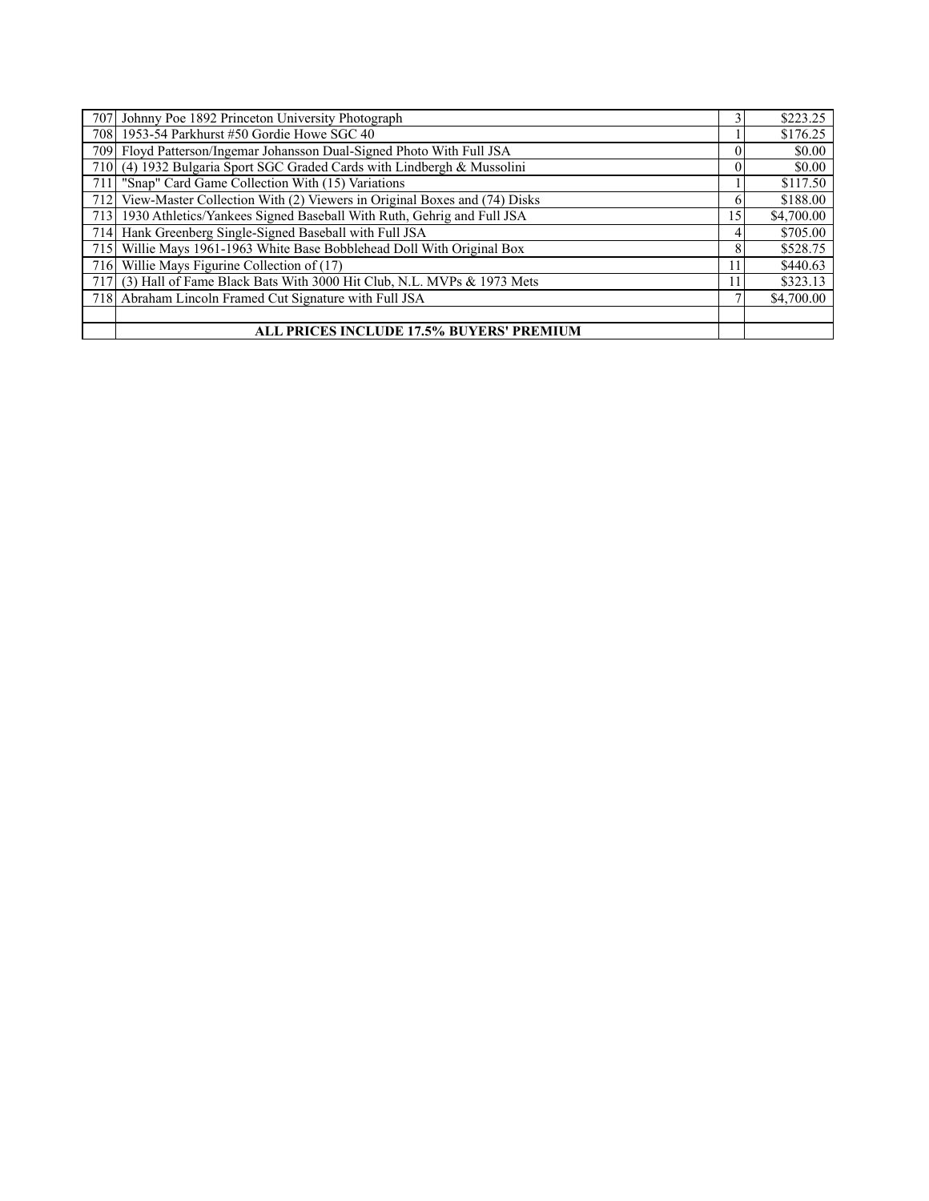| | | | |
|---|---|---|---|
| 707 | Johnny Poe 1892 Princeton University Photograph | 3 | $223.25 |
| 708 | 1953-54 Parkhurst #50 Gordie Howe SGC 40 | 1 | $176.25 |
| 709 | Floyd Patterson/Ingemar Johansson Dual-Signed Photo With Full JSA | 0 | $0.00 |
| 710 | (4) 1932 Bulgaria Sport SGC Graded Cards with Lindbergh & Mussolini | 0 | $0.00 |
| 711 | "Snap" Card Game Collection With (15) Variations | 1 | $117.50 |
| 712 | View-Master Collection With (2) Viewers in Original Boxes and (74) Disks | 6 | $188.00 |
| 713 | 1930 Athletics/Yankees Signed Baseball With Ruth, Gehrig and Full JSA | 15 | $4,700.00 |
| 714 | Hank Greenberg Single-Signed Baseball with Full JSA | 4 | $705.00 |
| 715 | Willie Mays 1961-1963 White Base Bobblehead Doll With Original Box | 8 | $528.75 |
| 716 | Willie Mays Figurine Collection of (17) | 11 | $440.63 |
| 717 | (3) Hall of Fame Black Bats With 3000 Hit Club, N.L. MVPs & 1973 Mets | 11 | $323.13 |
| 718 | Abraham Lincoln Framed Cut Signature with Full JSA | 7 | $4,700.00 |
| | | | |
| | **ALL PRICES INCLUDE 17.5% BUYERS' PREMIUM** | | |